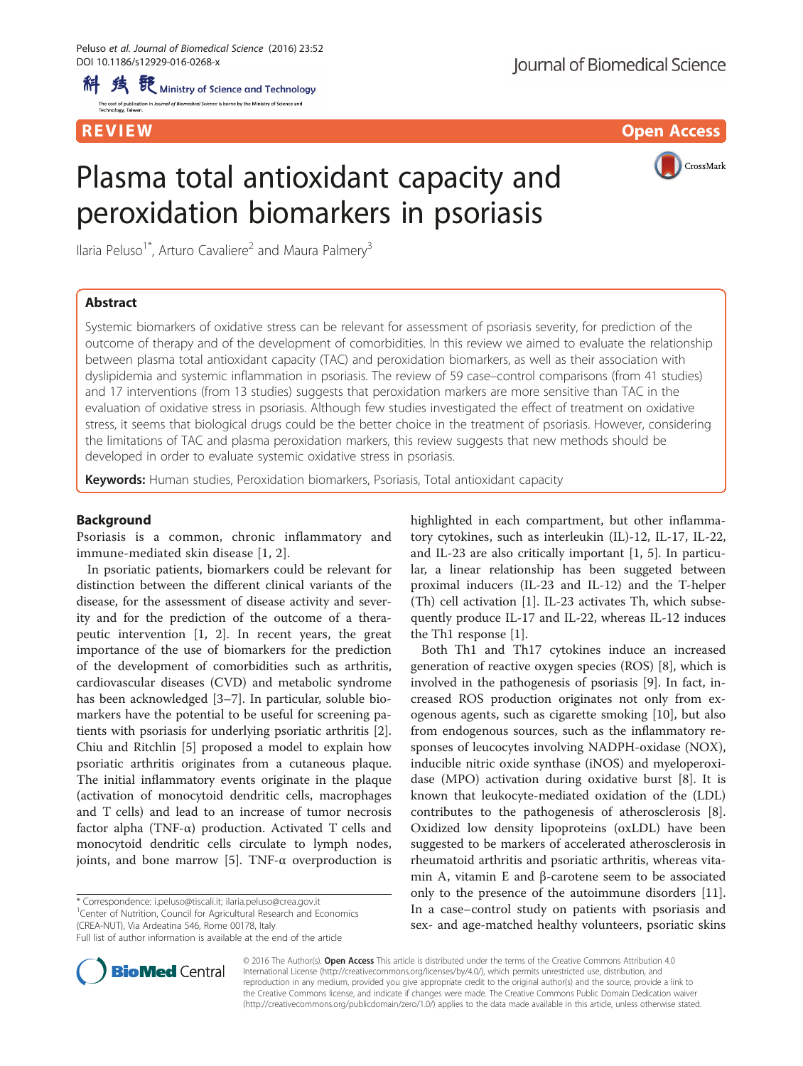REVIEW

Open Access

# Plasma total antioxidant capacity and peroxidation biomarkers in psoriasis

Ilaria Peluso[1*], Arturo Cavaliere[2] and Maura Palmery[3]

## Abstract

Systemic biomarkers of oxidative stress can be relevant for assessment of psoriasis severity, for prediction of the outcome of therapy and of the development of comorbidities. In this review we aimed to evaluate the relationship between plasma total antioxidant capacity (TAC) and peroxidation biomarkers, as well as their association with dyslipidemia and systemic inflammation in psoriasis. The review of 59 case–control comparisons (from 41 studies) and 17 interventions (from 13 studies) suggests that peroxidation markers are more sensitive than TAC in the evaluation of oxidative stress in psoriasis. Although few studies investigated the effect of treatment on oxidative stress, it seems that biological drugs could be the better choice in the treatment of psoriasis. However, considering the limitations of TAC and plasma peroxidation markers, this review suggests that new methods should be developed in order to evaluate systemic oxidative stress in psoriasis.

**Keywords:** Human studies, Peroxidation biomarkers, Psoriasis, Total antioxidant capacity

## Background

Psoriasis is a common, chronic inflammatory and immune-mediated skin disease [1, 2].

In psoriatic patients, biomarkers could be relevant for distinction between the different clinical variants of the disease, for the assessment of disease activity and severity and for the prediction of the outcome of a therapeutic intervention [1, 2]. In recent years, the great importance of the use of biomarkers for the prediction of the development of comorbidities such as arthritis, cardiovascular diseases (CVD) and metabolic syndrome has been acknowledged [3–7]. In particular, soluble biomarkers have the potential to be useful for screening patients with psoriasis for underlying psoriatic arthritis [2]. Chiu and Ritchlin [5] proposed a model to explain how psoriatic arthritis originates from a cutaneous plaque. The initial inflammatory events originate in the plaque (activation of monocytoid dendritic cells, macrophages and T cells) and lead to an increase of tumor necrosis factor alpha (TNF-α) production. Activated T cells and monocytoid dendritic cells circulate to lymph nodes, joints, and bone marrow [5]. TNF-α overproduction is highlighted in each compartment, but other inflammatory cytokines, such as interleukin (IL)-12, IL-17, IL-22, and IL-23 are also critically important [1, 5]. In particular, a linear relationship has been suggeted between proximal inducers (IL-23 and IL-12) and the T-helper (Th) cell activation [1]. IL-23 activates Th, which subsequently produce IL-17 and IL-22, whereas IL-12 induces the Th1 response [1].

Both Th1 and Th17 cytokines induce an increased generation of reactive oxygen species (ROS) [8], which is involved in the pathogenesis of psoriasis [9]. In fact, increased ROS production originates not only from exogenous agents, such as cigarette smoking [10], but also from endogenous sources, such as the inflammatory responses of leucocytes involving NADPH-oxidase (NOX), inducible nitric oxide synthase (iNOS) and myeloperoxidase (MPO) activation during oxidative burst [8]. It is known that leukocyte-mediated oxidation of the (LDL) contributes to the pathogenesis of atherosclerosis [8]. Oxidized low density lipoproteins (oxLDL) have been suggested to be markers of accelerated atherosclerosis in rheumatoid arthritis and psoriatic arthritis, whereas vitamin A, vitamin E and β-carotene seem to be associated only to the presence of the autoimmune disorders [11]. In a case–control study on patients with psoriasis and sex- and age-matched healthy volunteers, psoriatic skins

\* Correspondence: i.peluso@tiscali.it; ilaria.peluso@crea.gov.it
[1]Center of Nutrition, Council for Agricultural Research and Economics (CREA-NUT), Via Ardeatina 546, Rome 00178, Italy
Full list of author information is available at the end of the article

© 2016 The Author(s). **Open Access** This article is distributed under the terms of the Creative Commons Attribution 4.0 International License (http://creativecommons.org/licenses/by/4.0/), which permits unrestricted use, distribution, and reproduction in any medium, provided you give appropriate credit to the original author(s) and the source, provide a link to the Creative Commons license, and indicate if changes were made. The Creative Commons Public Domain Dedication waiver (http://creativecommons.org/publicdomain/zero/1.0/) applies to the data made available in this article, unless otherwise stated.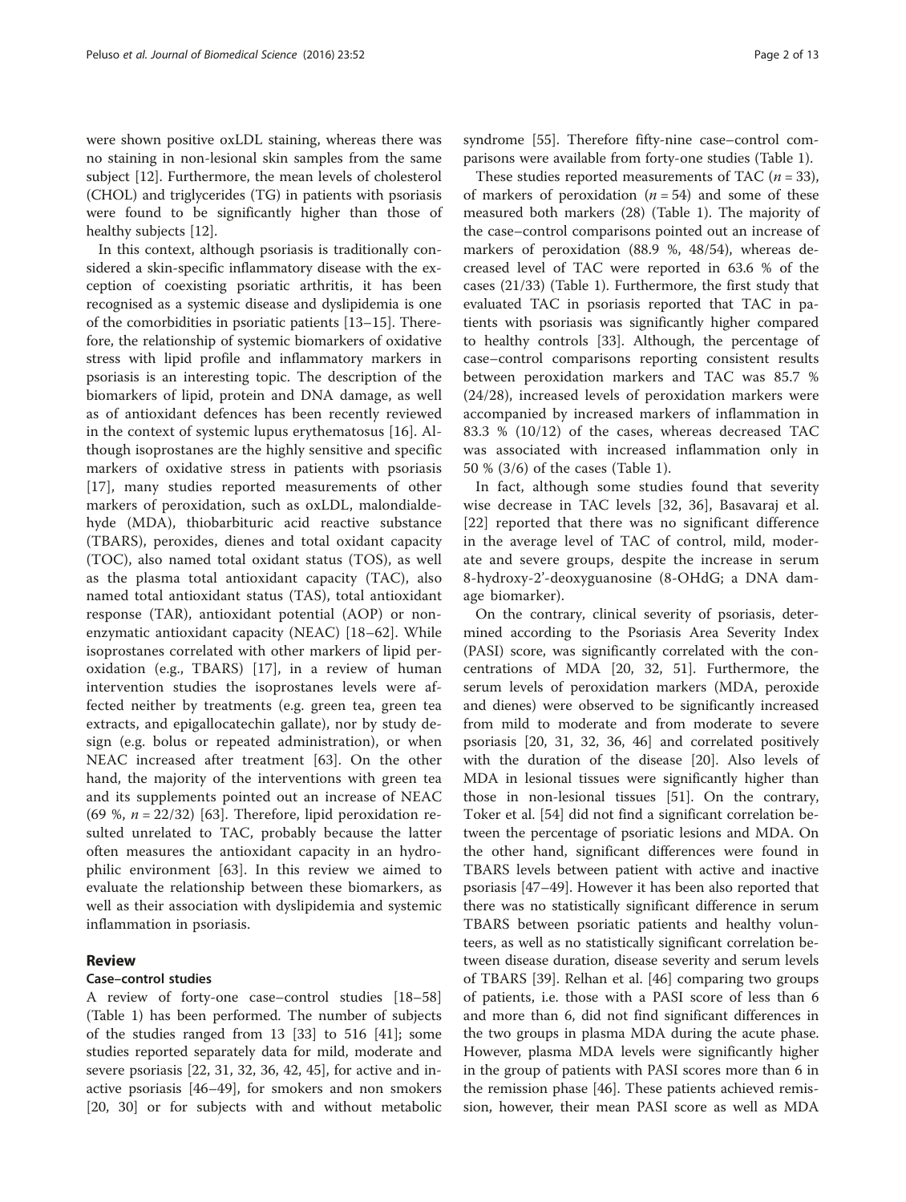were shown positive oxLDL staining, whereas there was no staining in non-lesional skin samples from the same subject [12]. Furthermore, the mean levels of cholesterol (CHOL) and triglycerides (TG) in patients with psoriasis were found to be significantly higher than those of healthy subjects [12].

In this context, although psoriasis is traditionally considered a skin-specific inflammatory disease with the exception of coexisting psoriatic arthritis, it has been recognised as a systemic disease and dyslipidemia is one of the comorbidities in psoriatic patients [13–15]. Therefore, the relationship of systemic biomarkers of oxidative stress with lipid profile and inflammatory markers in psoriasis is an interesting topic. The description of the biomarkers of lipid, protein and DNA damage, as well as of antioxidant defences has been recently reviewed in the context of systemic lupus erythematosus [16]. Although isoprostanes are the highly sensitive and specific markers of oxidative stress in patients with psoriasis [17], many studies reported measurements of other markers of peroxidation, such as oxLDL, malondialdehyde (MDA), thiobarbituric acid reactive substance (TBARS), peroxides, dienes and total oxidant capacity (TOC), also named total oxidant status (TOS), as well as the plasma total antioxidant capacity (TAC), also named total antioxidant status (TAS), total antioxidant response (TAR), antioxidant potential (AOP) or non-enzymatic antioxidant capacity (NEAC) [18–62]. While isoprostanes correlated with other markers of lipid peroxidation (e.g., TBARS) [17], in a review of human intervention studies the isoprostanes levels were affected neither by treatments (e.g. green tea, green tea extracts, and epigallocatechin gallate), nor by study design (e.g. bolus or repeated administration), or when NEAC increased after treatment [63]. On the other hand, the majority of the interventions with green tea and its supplements pointed out an increase of NEAC (69 %, $n = 22/32$) [63]. Therefore, lipid peroxidation resulted unrelated to TAC, probably because the latter often measures the antioxidant capacity in an hydrophilic environment [63]. In this review we aimed to evaluate the relationship between these biomarkers, as well as their association with dyslipidemia and systemic inflammation in psoriasis.

## Review

### Case–control studies

A review of forty-one case–control studies [18–58] (Table 1) has been performed. The number of subjects of the studies ranged from 13 [33] to 516 [41]; some studies reported separately data for mild, moderate and severe psoriasis [22, 31, 32, 36, 42, 45], for active and inactive psoriasis [46–49], for smokers and non smokers [20, 30] or for subjects with and without metabolic syndrome [55]. Therefore fifty-nine case–control comparisons were available from forty-one studies (Table 1).

These studies reported measurements of TAC ($n = 33$), of markers of peroxidation ($n = 54$) and some of these measured both markers (28) (Table 1). The majority of the case–control comparisons pointed out an increase of markers of peroxidation (88.9 %, 48/54), whereas decreased level of TAC were reported in 63.6 % of the cases (21/33) (Table 1). Furthermore, the first study that evaluated TAC in psoriasis reported that TAC in patients with psoriasis was significantly higher compared to healthy controls [33]. Although, the percentage of case–control comparisons reporting consistent results between peroxidation markers and TAC was 85.7 % (24/28), increased levels of peroxidation markers were accompanied by increased markers of inflammation in 83.3 % (10/12) of the cases, whereas decreased TAC was associated with increased inflammation only in 50 % (3/6) of the cases (Table 1).

In fact, although some studies found that severity wise decrease in TAC levels [32, 36], Basavaraj et al. [22] reported that there was no significant difference in the average level of TAC of control, mild, moderate and severe groups, despite the increase in serum 8-hydroxy-2'-deoxyguanosine (8-OHdG; a DNA damage biomarker).

On the contrary, clinical severity of psoriasis, determined according to the Psoriasis Area Severity Index (PASI) score, was significantly correlated with the concentrations of MDA [20, 32, 51]. Furthermore, the serum levels of peroxidation markers (MDA, peroxide and dienes) were observed to be significantly increased from mild to moderate and from moderate to severe psoriasis [20, 31, 32, 36, 46] and correlated positively with the duration of the disease [20]. Also levels of MDA in lesional tissues were significantly higher than those in non-lesional tissues [51]. On the contrary, Toker et al. [54] did not find a significant correlation between the percentage of psoriatic lesions and MDA. On the other hand, significant differences were found in TBARS levels between patient with active and inactive psoriasis [47–49]. However it has been also reported that there was no statistically significant difference in serum TBARS between psoriatic patients and healthy volunteers, as well as no statistically significant correlation between disease duration, disease severity and serum levels of TBARS [39]. Relhan et al. [46] comparing two groups of patients, i.e. those with a PASI score of less than 6 and more than 6, did not find significant differences in the two groups in plasma MDA during the acute phase. However, plasma MDA levels were significantly higher in the group of patients with PASI scores more than 6 in the remission phase [46]. These patients achieved remission, however, their mean PASI score as well as MDA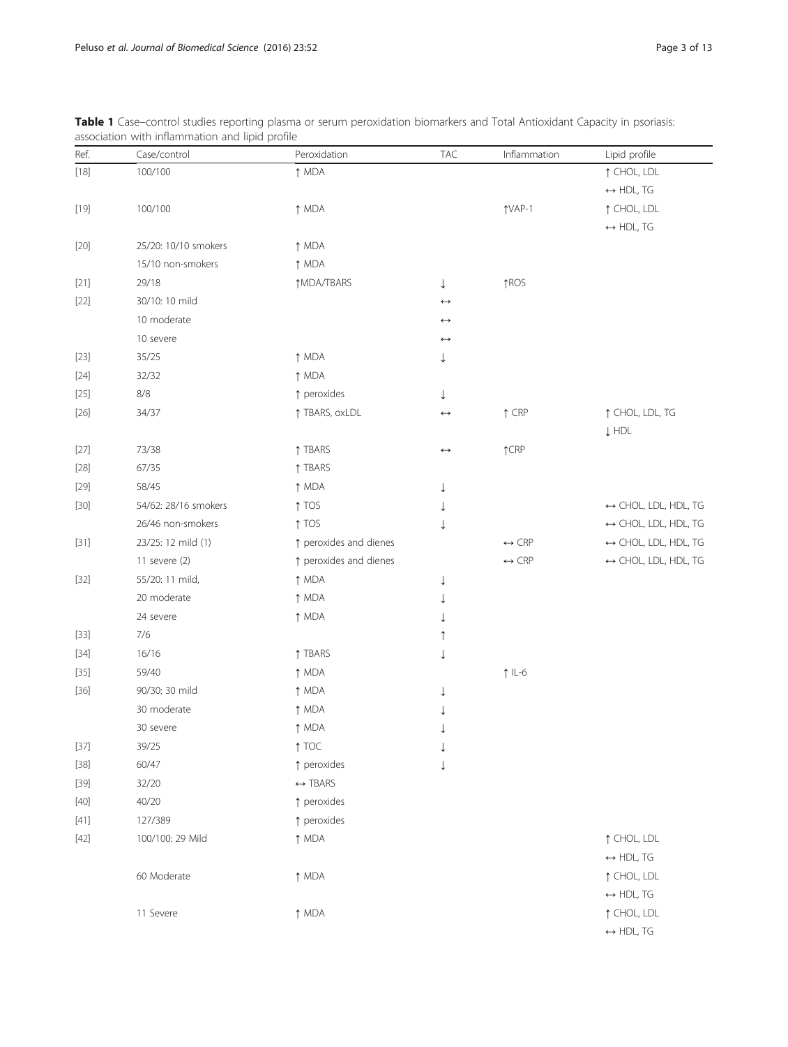**Table 1** Case–control studies reporting plasma or serum peroxidation biomarkers and Total Antioxidant Capacity in psoriasis: association with inflammation and lipid profile

| Ref. | Case/control | Peroxidation | TAC | Inflammation | Lipid profile |
|---|---|---|---|---|---|
| [18] | 100/100 | ↑ MDA | | | ↑ CHOL, LDL |
| | | | | | ↔ HDL, TG |
| [19] | 100/100 | ↑ MDA | | ↑VAP-1 | ↑ CHOL, LDL |
| | | | | | ↔ HDL, TG |
| [20] | 25/20: 10/10 smokers | ↑ MDA | | | |
| | 15/10 non-smokers | ↑ MDA | | | |
| [21] | 29/18 | ↑MDA/TBARS | ↓ | ↑ROS | |
| [22] | 30/10: 10 mild | | ↔ | | |
| | 10 moderate | | ↔ | | |
| | 10 severe | | ↔ | | |
| [23] | 35/25 | ↑ MDA | ↓ | | |
| [24] | 32/32 | ↑ MDA | | | |
| [25] | 8/8 | ↑ peroxides | ↓ | | |
| [26] | 34/37 | ↑ TBARS, oxLDL | ↔ | ↑ CRP | ↑ CHOL, LDL, TG |
| | | | | | ↓ HDL |
| [27] | 73/38 | ↑ TBARS | ↔ | ↑CRP | |
| [28] | 67/35 | ↑ TBARS | | | |
| [29] | 58/45 | ↑ MDA | ↓ | | |
| [30] | 54/62: 28/16 smokers | ↑ TOS | ↓ | | ↔ CHOL, LDL, HDL, TG |
| | 26/46 non-smokers | ↑ TOS | ↓ | | ↔ CHOL, LDL, HDL, TG |
| [31] | 23/25: 12 mild (1) | ↑ peroxides and dienes | | ↔ CRP | ↔ CHOL, LDL, HDL, TG |
| | 11 severe (2) | ↑ peroxides and dienes | | ↔ CRP | ↔ CHOL, LDL, HDL, TG |
| [32] | 55/20: 11 mild, | ↑ MDA | ↓ | | |
| | 20 moderate | ↑ MDA | ↓ | | |
| | 24 severe | ↑ MDA | ↓ | | |
| [33] | 7/6 | | ↑ | | |
| [34] | 16/16 | ↑ TBARS | ↓ | | |
| [35] | 59/40 | ↑ MDA | | ↑ IL-6 | |
| [36] | 90/30: 30 mild | ↑ MDA | ↓ | | |
| | 30 moderate | ↑ MDA | ↓ | | |
| | 30 severe | ↑ MDA | ↓ | | |
| [37] | 39/25 | ↑ TOC | ↓ | | |
| [38] | 60/47 | ↑ peroxides | ↓ | | |
| [39] | 32/20 | ↔ TBARS | | | |
| [40] | 40/20 | ↑ peroxides | | | |
| [41] | 127/389 | ↑ peroxides | | | |
| [42] | 100/100: 29 Mild | ↑ MDA | | | ↑ CHOL, LDL |
| | | | | | ↔ HDL, TG |
| | 60 Moderate | ↑ MDA | | | ↑ CHOL, LDL |
| | | | | | ↔ HDL, TG |
| | 11 Severe | ↑ MDA | | | ↑ CHOL, LDL |
| | | | | | ↔ HDL, TG |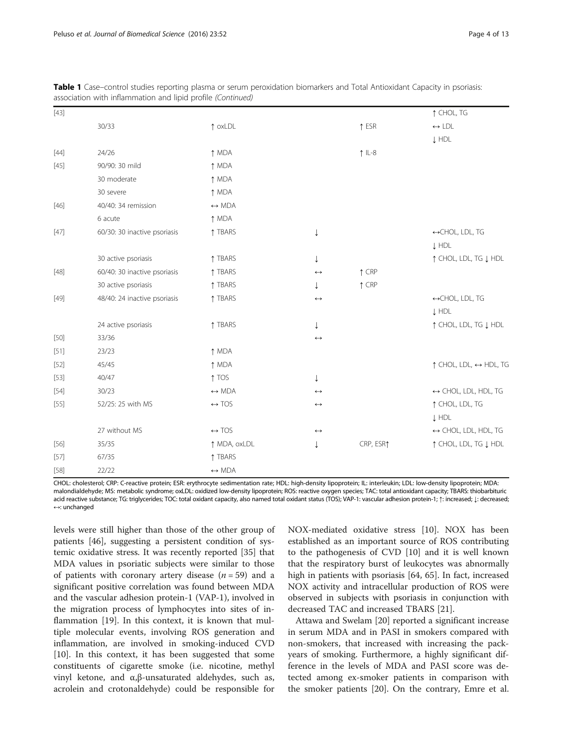**Table 1** Case–control studies reporting plasma or serum peroxidation biomarkers and Total Antioxidant Capacity in psoriasis: association with inflammation and lipid profile *(Continued)*

| | | | | | |
|---|---|---|---|---|---|
| [43] | | | | | ↑ CHOL, TG |
| | 30/33 | ↑ oxLDL | | ↑ ESR | ↔ LDL |
| | | | | | ↓ HDL |
| [44] | 24/26 | ↑ MDA | | ↑ IL-8 | |
| [45] | 90/90: 30 mild | ↑ MDA | | | |
| | 30 moderate | ↑ MDA | | | |
| | 30 severe | ↑ MDA | | | |
| [46] | 40/40: 34 remission | ↔ MDA | | | |
| | 6 acute | ↑ MDA | | | |
| [47] | 60/30: 30 inactive psoriasis | ↑ TBARS | ↓ | | ↔CHOL, LDL, TG |
| | | | | | ↓ HDL |
| | 30 active psoriasis | ↑ TBARS | ↓ | | ↑ CHOL, LDL, TG ↓ HDL |
| [48] | 60/40: 30 inactive psoriasis | ↑ TBARS | ↔ | ↑ CRP | |
| | 30 active psoriasis | ↑ TBARS | ↓ | ↑ CRP | |
| [49] | 48/40: 24 inactive psoriasis | ↑ TBARS | ↔ | | ↔CHOL, LDL, TG |
| | | | | | ↓ HDL |
| | 24 active psoriasis | ↑ TBARS | ↓ | | ↑ CHOL, LDL, TG ↓ HDL |
| [50] | 33/36 | | ↔ | | |
| [51] | 23/23 | ↑ MDA | | | |
| [52] | 45/45 | ↑ MDA | | | ↑ CHOL, LDL, ↔ HDL, TG |
| [53] | 40/47 | ↑ TOS | ↓ | | |
| [54] | 30/23 | ↔ MDA | ↔ | | ↔ CHOL, LDL, HDL, TG |
| [55] | 52/25: 25 with MS | ↔ TOS | ↔ | | ↑ CHOL, LDL, TG |
| | | | | | ↓ HDL |
| | 27 without MS | ↔ TOS | ↔ | | ↔ CHOL, LDL, HDL, TG |
| [56] | 35/35 | ↑ MDA, oxLDL | ↓ | CRP, ESR↑ | ↑ CHOL, LDL, TG ↓ HDL |
| [57] | 67/35 | ↑ TBARS | | | |
| [58] | 22/22 | ↔ MDA | | | |

CHOL: cholesterol; CRP: C-reactive protein; ESR: erythrocyte sedimentation rate; HDL: high-density lipoprotein; IL: interleukin; LDL: low-density lipoprotein; MDA: malondialdehyde; MS: metabolic syndrome; oxLDL: oxidized low-density lipoprotein; ROS: reactive oxygen species; TAC: total antioxidant capacity; TBARS: thiobarbituric acid reactive substance; TG: triglycerides; TOC: total oxidant capacity, also named total oxidant status (TOS); VAP-1: vascular adhesion protein-1; ↑: increased; ↓: decreased; ↔: unchanged

levels were still higher than those of the other group of patients [46], suggesting a persistent condition of systemic oxidative stress. It was recently reported [35] that MDA values in psoriatic subjects were similar to those of patients with coronary artery disease ($n = 59$) and a significant positive correlation was found between MDA and the vascular adhesion protein-1 (VAP-1), involved in the migration process of lymphocytes into sites of inflammation [19]. In this context, it is known that multiple molecular events, involving ROS generation and inflammation, are involved in smoking-induced CVD [10]. In this context, it has been suggested that some constituents of cigarette smoke (i.e. nicotine, methyl vinyl ketone, and α,β-unsaturated aldehydes, such as, acrolein and crotonaldehyde) could be responsible for NOX-mediated oxidative stress [10]. NOX has been established as an important source of ROS contributing to the pathogenesis of CVD [10] and it is well known that the respiratory burst of leukocytes was abnormally high in patients with psoriasis [64, 65]. In fact, increased NOX activity and intracellular production of ROS were observed in subjects with psoriasis in conjunction with decreased TAC and increased TBARS [21].

Attawa and Swelam [20] reported a significant increase in serum MDA and in PASI in smokers compared with non-smokers, that increased with increasing the pack-years of smoking. Furthermore, a highly significant difference in the levels of MDA and PASI score was detected among ex-smoker patients in comparison with the smoker patients [20]. On the contrary, Emre et al.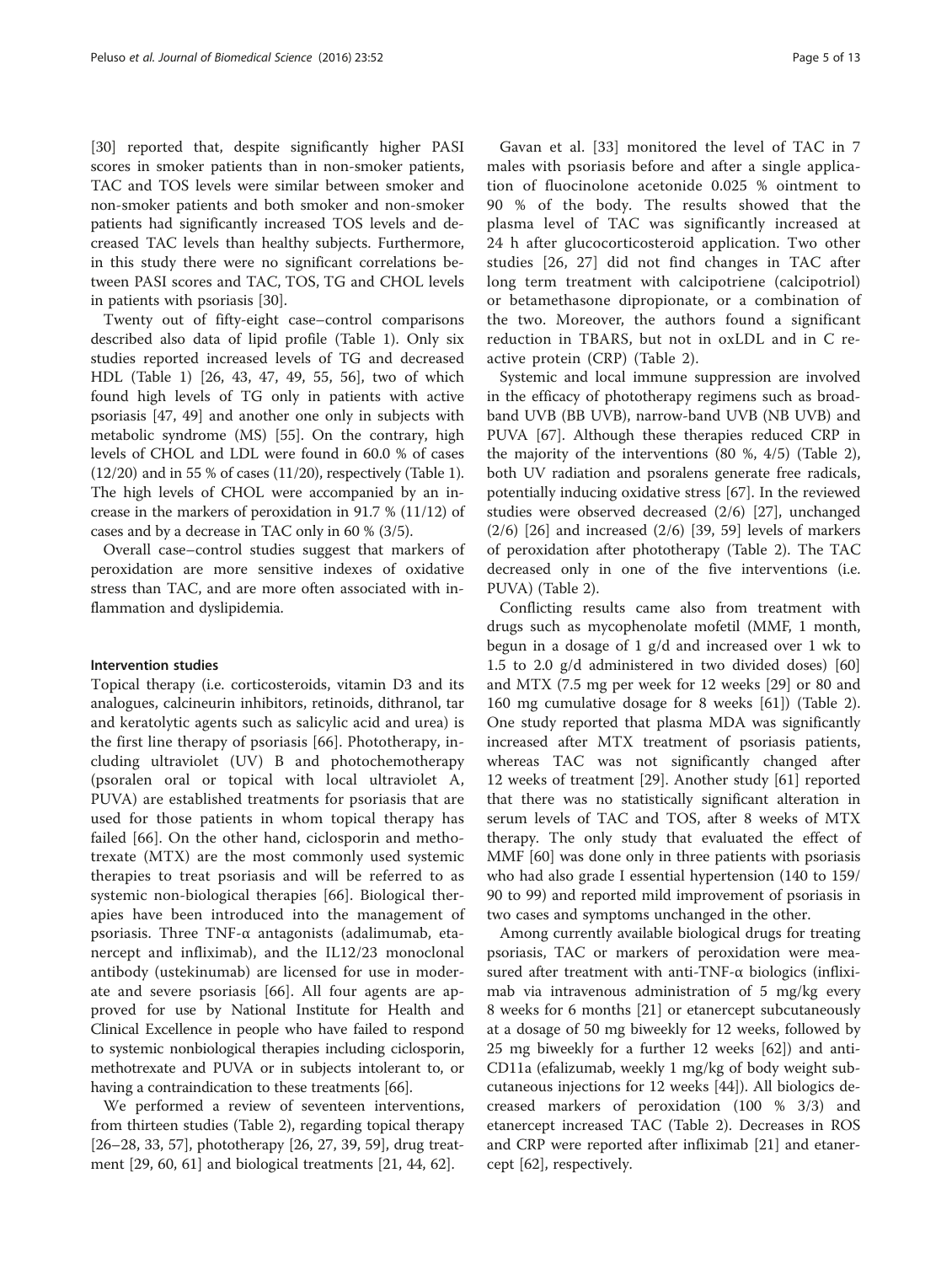[30] reported that, despite significantly higher PASI scores in smoker patients than in non-smoker patients, TAC and TOS levels were similar between smoker and non-smoker patients and both smoker and non-smoker patients had significantly increased TOS levels and decreased TAC levels than healthy subjects. Furthermore, in this study there were no significant correlations between PASI scores and TAC, TOS, TG and CHOL levels in patients with psoriasis [30].

Twenty out of fifty-eight case–control comparisons described also data of lipid profile (Table 1). Only six studies reported increased levels of TG and decreased HDL (Table 1) [26, 43, 47, 49, 55, 56], two of which found high levels of TG only in patients with active psoriasis [47, 49] and another one only in subjects with metabolic syndrome (MS) [55]. On the contrary, high levels of CHOL and LDL were found in 60.0 % of cases (12/20) and in 55 % of cases (11/20), respectively (Table 1). The high levels of CHOL were accompanied by an increase in the markers of peroxidation in 91.7 % (11/12) of cases and by a decrease in TAC only in 60 % (3/5).

Overall case–control studies suggest that markers of peroxidation are more sensitive indexes of oxidative stress than TAC, and are more often associated with inflammation and dyslipidemia.

### Intervention studies

Topical therapy (i.e. corticosteroids, vitamin D3 and its analogues, calcineurin inhibitors, retinoids, dithranol, tar and keratolytic agents such as salicylic acid and urea) is the first line therapy of psoriasis [66]. Phototherapy, including ultraviolet (UV) B and photochemotherapy (psoralen oral or topical with local ultraviolet A, PUVA) are established treatments for psoriasis that are used for those patients in whom topical therapy has failed [66]. On the other hand, ciclosporin and methotrexate (MTX) are the most commonly used systemic therapies to treat psoriasis and will be referred to as systemic non-biological therapies [66]. Biological therapies have been introduced into the management of psoriasis. Three TNF-α antagonists (adalimumab, etanercept and infliximab), and the IL12/23 monoclonal antibody (ustekinumab) are licensed for use in moderate and severe psoriasis [66]. All four agents are approved for use by National Institute for Health and Clinical Excellence in people who have failed to respond to systemic nonbiological therapies including ciclosporin, methotrexate and PUVA or in subjects intolerant to, or having a contraindication to these treatments [66].

We performed a review of seventeen interventions, from thirteen studies (Table 2), regarding topical therapy [26–28, 33, 57], phototherapy [26, 27, 39, 59], drug treatment [29, 60, 61] and biological treatments [21, 44, 62].

Gavan et al. [33] monitored the level of TAC in 7 males with psoriasis before and after a single application of fluocinolone acetonide 0.025 % ointment to 90 % of the body. The results showed that the plasma level of TAC was significantly increased at 24 h after glucocorticosteroid application. Two other studies [26, 27] did not find changes in TAC after long term treatment with calcipotriene (calcipotriol) or betamethasone dipropionate, or a combination of the two. Moreover, the authors found a significant reduction in TBARS, but not in oxLDL and in C reactive protein (CRP) (Table 2).

Systemic and local immune suppression are involved in the efficacy of phototherapy regimens such as broadband UVB (BB UVB), narrow-band UVB (NB UVB) and PUVA [67]. Although these therapies reduced CRP in the majority of the interventions (80 %, 4/5) (Table 2), both UV radiation and psoralens generate free radicals, potentially inducing oxidative stress [67]. In the reviewed studies were observed decreased (2/6) [27], unchanged (2/6) [26] and increased (2/6) [39, 59] levels of markers of peroxidation after phototherapy (Table 2). The TAC decreased only in one of the five interventions (i.e. PUVA) (Table 2).

Conflicting results came also from treatment with drugs such as mycophenolate mofetil (MMF, 1 month, begun in a dosage of 1 g/d and increased over 1 wk to 1.5 to 2.0 g/d administered in two divided doses) [60] and MTX (7.5 mg per week for 12 weeks [29] or 80 and 160 mg cumulative dosage for 8 weeks [61]) (Table 2). One study reported that plasma MDA was significantly increased after MTX treatment of psoriasis patients, whereas TAC was not significantly changed after 12 weeks of treatment [29]. Another study [61] reported that there was no statistically significant alteration in serum levels of TAC and TOS, after 8 weeks of MTX therapy. The only study that evaluated the effect of MMF [60] was done only in three patients with psoriasis who had also grade I essential hypertension (140 to 159/90 to 99) and reported mild improvement of psoriasis in two cases and symptoms unchanged in the other.

Among currently available biological drugs for treating psoriasis, TAC or markers of peroxidation were measured after treatment with anti-TNF-α biologics (infliximab via intravenous administration of 5 mg/kg every 8 weeks for 6 months [21] or etanercept subcutaneously at a dosage of 50 mg biweekly for 12 weeks, followed by 25 mg biweekly for a further 12 weeks [62]) and anti-CD11a (efalizumab, weekly 1 mg/kg of body weight subcutaneous injections for 12 weeks [44]). All biologics decreased markers of peroxidation (100 % 3/3) and etanercept increased TAC (Table 2). Decreases in ROS and CRP were reported after infliximab [21] and etanercept [62], respectively.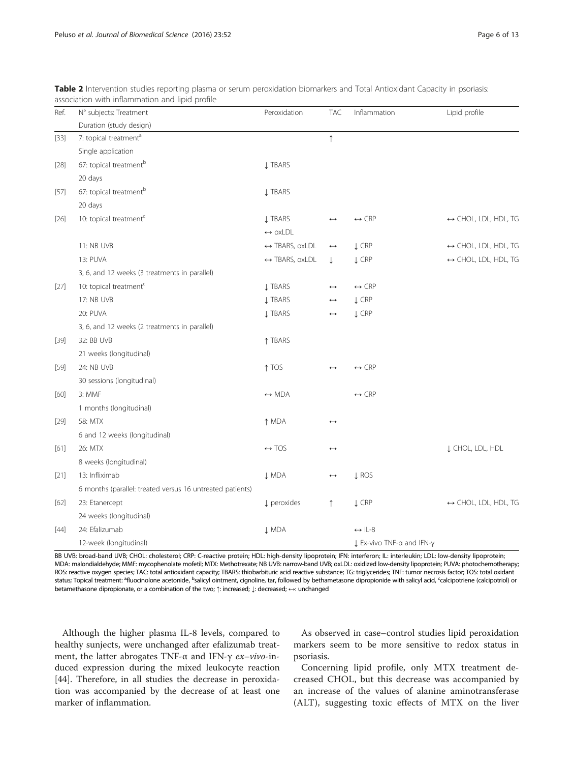**Table 2** Intervention studies reporting plasma or serum peroxidation biomarkers and Total Antioxidant Capacity in psoriasis: association with inflammation and lipid profile

| Ref. | N° subjects: Treatment Duration (study design) | Peroxidation | TAC | Inflammation | Lipid profile |
|---|---|---|---|---|---|
| [33] | 7: topical treatment[a] | | ↑ | | |
| | Single application | | | | |
| [28] | 67: topical treatment[b] | ↓ TBARS | | | |
| | 20 days | | | | |
| [57] | 67: topical treatment[b] | ↓ TBARS | | | |
| | 20 days | | | | |
| [26] | 10: topical treatment[c] | ↓ TBARS | ↔ | ↔ CRP | ↔ CHOL, LDL, HDL, TG |
| | | ↔ oxLDL | | | |
| | 11: NB UVB | ↔ TBARS, oxLDL | ↔ | ↓ CRP | ↔ CHOL, LDL, HDL, TG |
| | 13: PUVA | ↔ TBARS, oxLDL | ↓ | ↓ CRP | ↔ CHOL, LDL, HDL, TG |
| | 3, 6, and 12 weeks (3 treatments in parallel) | | | | |
| [27] | 10: topical treatment[c] | ↓ TBARS | ↔ | ↔ CRP | |
| | 17: NB UVB | ↓ TBARS | ↔ | ↓ CRP | |
| | 20: PUVA | ↓ TBARS | ↔ | ↓ CRP | |
| | 3, 6, and 12 weeks (2 treatments in parallel) | | | | |
| [39] | 32: BB UVB | ↑ TBARS | | | |
| | 21 weeks (longitudinal) | | | | |
| [59] | 24: NB UVB | ↑ TOS | ↔ | ↔ CRP | |
| | 30 sessions (longitudinal) | | | | |
| [60] | 3: MMF | ↔ MDA | | ↔ CRP | |
| | 1 months (longitudinal) | | | | |
| [29] | 58: MTX | ↑ MDA | ↔ | | |
| | 6 and 12 weeks (longitudinal) | | | | |
| [61] | 26: MTX | ↔ TOS | ↔ | | ↓ CHOL, LDL, HDL |
| | 8 weeks (longitudinal) | | | | |
| [21] | 13: Infliximab | ↓ MDA | ↔ | ↓ ROS | |
| | 6 months (parallel: treated versus 16 untreated patients) | | | | |
| [62] | 23: Etanercept | ↓ peroxides | ↑ | ↓ CRP | ↔ CHOL, LDL, HDL, TG |
| | 24 weeks (longitudinal) | | | | |
| [44] | 24: Efalizumab | ↓ MDA | | ↔ IL-8 | |
| | 12-week (longitudinal) | | | ↓ Ex-vivo TNF-α and IFN-γ | |

BB UVB: broad-band UVB; CHOL: cholesterol; CRP: C-reactive protein; HDL: high-density lipoprotein; IFN: interferon; IL: interleukin; LDL: low-density lipoprotein; MDA: malondialdehyde; MMF: mycophenolate mofetil; MTX: Methotrexate; NB UVB: narrow-band UVB; oxLDL: oxidized low-density lipoprotein; PUVA: photochemotherapy; ROS: reactive oxygen species; TAC: total antioxidant capacity; TBARS: thiobarbituric acid reactive substance; TG: triglycerides; TNF: tumor necrosis factor; TOS: total oxidant status; Topical treatment: [a]fluocinolone acetonide, [b]salicyl ointment, cignoline, tar, followed by bethametasone dipropionide with salicyl acid, [c]calcipotriene (calcipotriol) or betamethasone dipropionate, or a combination of the two; ↑: increased; ↓: decreased; ↔: unchanged

Although the higher plasma IL-8 levels, compared to healthy sunjects, were unchanged after efalizumab treatment, the latter abrogates TNF-α and IFN-γ *ex–vivo*-induced expression during the mixed leukocyte reaction [44]. Therefore, in all studies the decrease in peroxidation was accompanied by the decrease of at least one marker of inflammation.

As observed in case–control studies lipid peroxidation markers seem to be more sensitive to redox status in psoriasis.

Concerning lipid profile, only MTX treatment decreased CHOL, but this decrease was accompanied by an increase of the values of alanine aminotransferase (ALT), suggesting toxic effects of MTX on the liver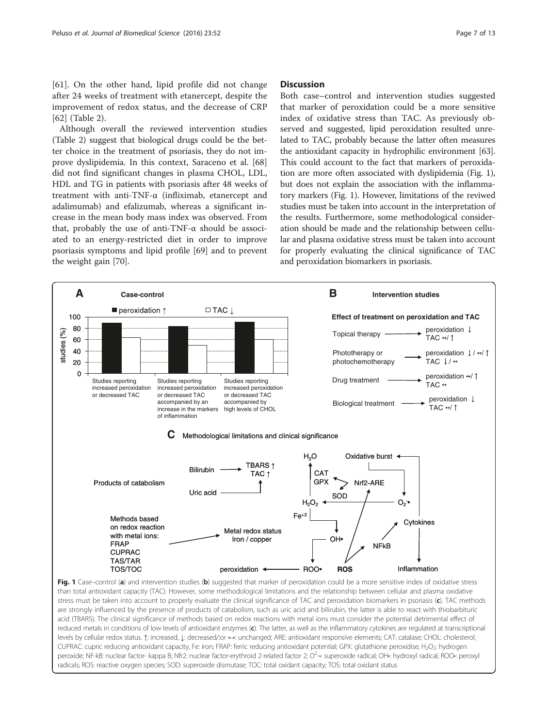[61]. On the other hand, lipid profile did not change after 24 weeks of treatment with etanercept, despite the improvement of redox status, and the decrease of CRP [62] (Table 2).

Although overall the reviewed intervention studies (Table 2) suggest that biological drugs could be the better choice in the treatment of psoriasis, they do not improve dyslipidemia. In this context, Saraceno et al. [68] did not find significant changes in plasma CHOL, LDL, HDL and TG in patients with psoriasis after 48 weeks of treatment with anti-TNF-α (infliximab, etanercept and adalimumab) and efalizumab, whereas a significant increase in the mean body mass index was observed. From that, probably the use of anti-TNF-α should be associated to an energy-restricted diet in order to improve psoriasis symptoms and lipid profile [69] and to prevent the weight gain [70].

## Discussion

Both case–control and intervention studies suggested that marker of peroxidation could be a more sensitive index of oxidative stress than TAC. As previously observed and suggested, lipid peroxidation resulted unrelated to TAC, probably because the latter often measures the antioxidant capacity in hydrophilic environment [63]. This could account to the fact that markers of peroxidation are more often associated with dyslipidemia (Fig. 1), but does not explain the association with the inflammatory markers (Fig. 1). However, limitations of the reviwed studies must be taken into account in the interpretation of the results. Furthermore, some methodological consideration should be made and the relationship between cellular and plasma oxidative stress must be taken into account for properly evaluating the clinical significance of TAC and peroxidation biomarkers in psoriasis.

**Fig. 1** Case–control (**a**) and intervention studies (**b**) suggested that marker of peroxidation could be a more sensitive index of oxidative stress than total antioxidant capacity (TAC). However, some methodological limitations and the relationship between cellular and plasma oxidative stress must be taken into account to properly evaluate the clinical significance of TAC and peroxidation biomarkers in psoriasis (**c**). TAC methods are strongly influenced by the presence of products of catabolism, such as uric acid and bilirubin, the latter is able to react with thiobarbituric acid (TBARS). The clinical significance of methods based on redox reactions with metal ions must consider the potential detrimental effect of reduced metals in conditions of low levels of antioxidant enzymes (**c**). The latter, as well as the inflammatory cytokines are regulated at transcriptional levels by cellular redox status. ↑: increased, ↓: decreased/:or ↔: unchanged; ARE: antioxidant responsive elements; CAT: catalase; CHOL: cholesterol; CUPRAC: cupric reducing antioxidant capacity, Fe: iron; FRAP: ferric reducing antioxidant potential; GPX: glutathione peroxidise; $H_2O_2$: hydrogen peroxide; NF-kB: nuclear factor- kappa B; Nfr2: nuclear factor-erythroid 2-related factor 2; $O^{2}$-•: superoxide radical; OH•: hydroxyl radical; ROO•: peroxyl radicals; ROS: reactive oxygen species; SOD: superoxide dismutase; TOC: total oxidant capacity; TOS: total oxidant status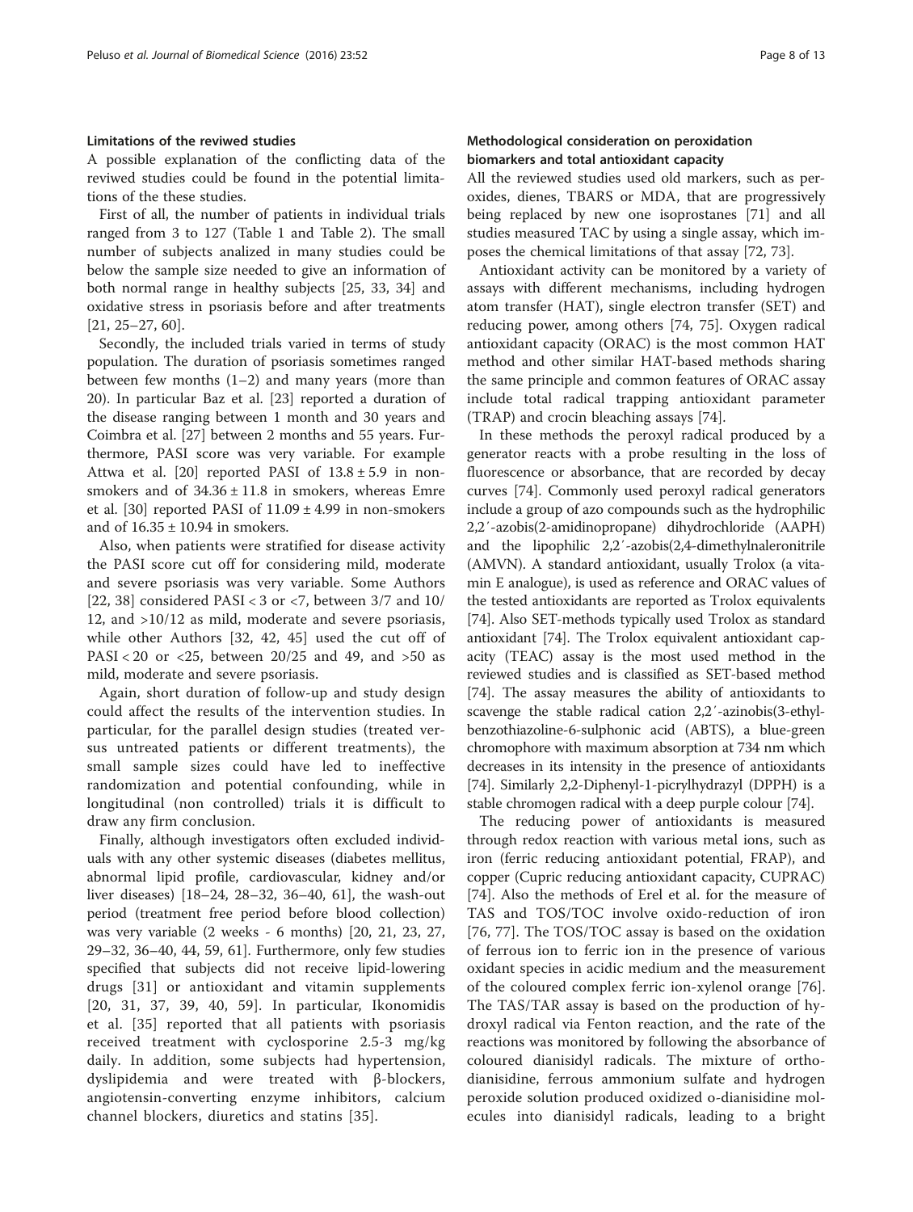### Limitations of the reviwed studies

A possible explanation of the conflicting data of the reviwed studies could be found in the potential limitations of the these studies.

First of all, the number of patients in individual trials ranged from 3 to 127 (Table 1 and Table 2). The small number of subjects analized in many studies could be below the sample size needed to give an information of both normal range in healthy subjects [25, 33, 34] and oxidative stress in psoriasis before and after treatments [21, 25–27, 60].

Secondly, the included trials varied in terms of study population. The duration of psoriasis sometimes ranged between few months (1–2) and many years (more than 20). In particular Baz et al. [23] reported a duration of the disease ranging between 1 month and 30 years and Coimbra et al. [27] between 2 months and 55 years. Furthermore, PASI score was very variable. For example Attwa et al. [20] reported PASI of $13.8 \pm 5.9$ in non-smokers and of $34.36 \pm 11.8$ in smokers, whereas Emre et al. [30] reported PASI of $11.09 \pm 4.99$ in non-smokers and of $16.35 \pm 10.94$ in smokers.

Also, when patients were stratified for disease activity the PASI score cut off for considering mild, moderate and severe psoriasis was very variable. Some Authors [22, 38] considered PASI < 3 or <7, between 3/7 and 10/12, and >10/12 as mild, moderate and severe psoriasis, while other Authors [32, 42, 45] used the cut off of PASI < 20 or <25, between 20/25 and 49, and >50 as mild, moderate and severe psoriasis.

Again, short duration of follow-up and study design could affect the results of the intervention studies. In particular, for the parallel design studies (treated versus untreated patients or different treatments), the small sample sizes could have led to ineffective randomization and potential confounding, while in longitudinal (non controlled) trials it is difficult to draw any firm conclusion.

Finally, although investigators often excluded individuals with any other systemic diseases (diabetes mellitus, abnormal lipid profile, cardiovascular, kidney and/or liver diseases) [18–24, 28–32, 36–40, 61], the wash-out period (treatment free period before blood collection) was very variable (2 weeks - 6 months) [20, 21, 23, 27, 29–32, 36–40, 44, 59, 61]. Furthermore, only few studies specified that subjects did not receive lipid-lowering drugs [31] or antioxidant and vitamin supplements [20, 31, 37, 39, 40, 59]. In particular, Ikonomidis et al. [35] reported that all patients with psoriasis received treatment with cyclosporine 2.5-3 mg/kg daily. In addition, some subjects had hypertension, dyslipidemia and were treated with β-blockers, angiotensin-converting enzyme inhibitors, calcium channel blockers, diuretics and statins [35].

### Methodological consideration on peroxidation biomarkers and total antioxidant capacity

All the reviewed studies used old markers, such as peroxides, dienes, TBARS or MDA, that are progressively being replaced by new one isoprostanes [71] and all studies measured TAC by using a single assay, which imposes the chemical limitations of that assay [72, 73].

Antioxidant activity can be monitored by a variety of assays with different mechanisms, including hydrogen atom transfer (HAT), single electron transfer (SET) and reducing power, among others [74, 75]. Oxygen radical antioxidant capacity (ORAC) is the most common HAT method and other similar HAT-based methods sharing the same principle and common features of ORAC assay include total radical trapping antioxidant parameter (TRAP) and crocin bleaching assays [74].

In these methods the peroxyl radical produced by a generator reacts with a probe resulting in the loss of fluorescence or absorbance, that are recorded by decay curves [74]. Commonly used peroxyl radical generators include a group of azo compounds such as the hydrophilic 2,2′-azobis(2-amidinopropane) dihydrochloride (AAPH) and the lipophilic 2,2′-azobis(2,4-dimethylnaleronitrile (AMVN). A standard antioxidant, usually Trolox (a vitamin E analogue), is used as reference and ORAC values of the tested antioxidants are reported as Trolox equivalents [74]. Also SET-methods typically used Trolox as standard antioxidant [74]. The Trolox equivalent antioxidant capacity (TEAC) assay is the most used method in the reviewed studies and is classified as SET-based method [74]. The assay measures the ability of antioxidants to scavenge the stable radical cation 2,2′-azinobis(3-ethylbenzothiazoline-6-sulphonic acid (ABTS), a blue-green chromophore with maximum absorption at 734 nm which decreases in its intensity in the presence of antioxidants [74]. Similarly 2,2-Diphenyl-1-picrylhydrazyl (DPPH) is a stable chromogen radical with a deep purple colour [74].

The reducing power of antioxidants is measured through redox reaction with various metal ions, such as iron (ferric reducing antioxidant potential, FRAP), and copper (Cupric reducing antioxidant capacity, CUPRAC) [74]. Also the methods of Erel et al. for the measure of TAS and TOS/TOC involve oxido-reduction of iron [76, 77]. The TOS/TOC assay is based on the oxidation of ferrous ion to ferric ion in the presence of various oxidant species in acidic medium and the measurement of the coloured complex ferric ion-xylenol orange [76]. The TAS/TAR assay is based on the production of hydroxyl radical via Fenton reaction, and the rate of the reactions was monitored by following the absorbance of coloured dianisidyl radicals. The mixture of ortho-dianisidine, ferrous ammonium sulfate and hydrogen peroxide solution produced oxidized o-dianisidine molecules into dianisidyl radicals, leading to a bright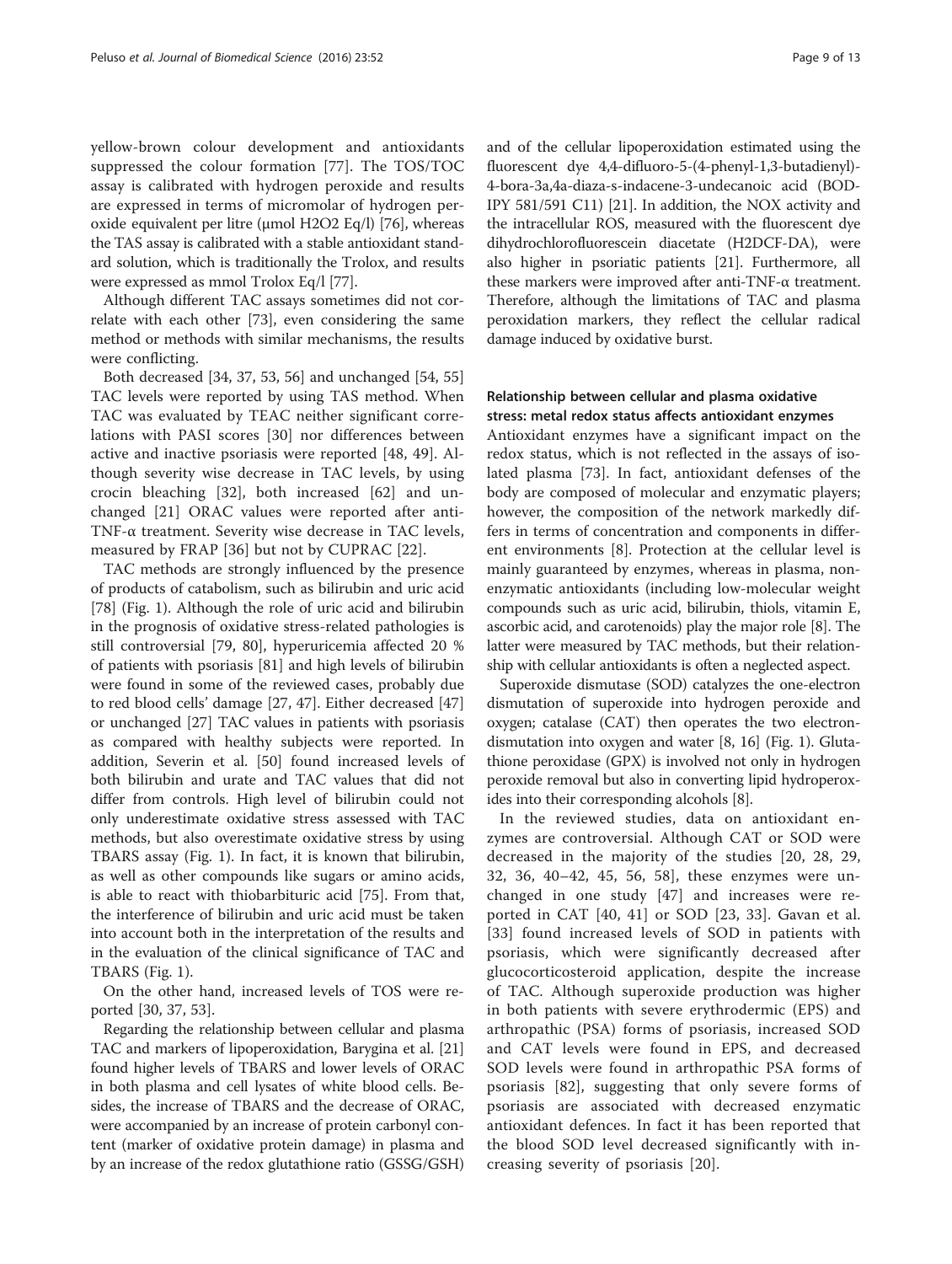yellow-brown colour development and antioxidants suppressed the colour formation [77]. The TOS/TOC assay is calibrated with hydrogen peroxide and results are expressed in terms of micromolar of hydrogen peroxide equivalent per litre (μmol $H_2O_2$ Eq/l) [76], whereas the TAS assay is calibrated with a stable antioxidant standard solution, which is traditionally the Trolox, and results were expressed as mmol Trolox Eq/l [77].

Although different TAC assays sometimes did not correlate with each other [73], even considering the same method or methods with similar mechanisms, the results were conflicting.

Both decreased [34, 37, 53, 56] and unchanged [54, 55] TAC levels were reported by using TAS method. When TAC was evaluated by TEAC neither significant correlations with PASI scores [30] nor differences between active and inactive psoriasis were reported [48, 49]. Although severity wise decrease in TAC levels, by using crocin bleaching [32], both increased [62] and unchanged [21] ORAC values were reported after anti-TNF-α treatment. Severity wise decrease in TAC levels, measured by FRAP [36] but not by CUPRAC [22].

TAC methods are strongly influenced by the presence of products of catabolism, such as bilirubin and uric acid [78] (Fig. 1). Although the role of uric acid and bilirubin in the prognosis of oxidative stress-related pathologies is still controversial [79, 80], hyperuricemia affected 20 % of patients with psoriasis [81] and high levels of bilirubin were found in some of the reviewed cases, probably due to red blood cells' damage [27, 47]. Either decreased [47] or unchanged [27] TAC values in patients with psoriasis as compared with healthy subjects were reported. In addition, Severin et al. [50] found increased levels of both bilirubin and urate and TAC values that did not differ from controls. High level of bilirubin could not only underestimate oxidative stress assessed with TAC methods, but also overestimate oxidative stress by using TBARS assay (Fig. 1). In fact, it is known that bilirubin, as well as other compounds like sugars or amino acids, is able to react with thiobarbituric acid [75]. From that, the interference of bilirubin and uric acid must be taken into account both in the interpretation of the results and in the evaluation of the clinical significance of TAC and TBARS (Fig. 1).

On the other hand, increased levels of TOS were reported [30, 37, 53].

Regarding the relationship between cellular and plasma TAC and markers of lipoperoxidation, Barygina et al. [21] found higher levels of TBARS and lower levels of ORAC in both plasma and cell lysates of white blood cells. Besides, the increase of TBARS and the decrease of ORAC, were accompanied by an increase of protein carbonyl content (marker of oxidative protein damage) in plasma and by an increase of the redox glutathione ratio (GSSG/GSH) and of the cellular lipoperoxidation estimated using the fluorescent dye 4,4-difluoro-5-(4-phenyl-1,3-butadienyl)-4-bora-3a,4a-diaza-s-indacene-3-undecanoic acid (BODIPY 581/591 C11) [21]. In addition, the NOX activity and the intracellular ROS, measured with the fluorescent dye dihydrochlorofluorescein diacetate (H2DCF-DA), were also higher in psoriatic patients [21]. Furthermore, all these markers were improved after anti-TNF-α treatment. Therefore, although the limitations of TAC and plasma peroxidation markers, they reflect the cellular radical damage induced by oxidative burst.

## Relationship between cellular and plasma oxidative stress: metal redox status affects antioxidant enzymes

Antioxidant enzymes have a significant impact on the redox status, which is not reflected in the assays of isolated plasma [73]. In fact, antioxidant defenses of the body are composed of molecular and enzymatic players; however, the composition of the network markedly differs in terms of concentration and components in different environments [8]. Protection at the cellular level is mainly guaranteed by enzymes, whereas in plasma, nonenzymatic antioxidants (including low-molecular weight compounds such as uric acid, bilirubin, thiols, vitamin E, ascorbic acid, and carotenoids) play the major role [8]. The latter were measured by TAC methods, but their relationship with cellular antioxidants is often a neglected aspect.

Superoxide dismutase (SOD) catalyzes the one-electron dismutation of superoxide into hydrogen peroxide and oxygen; catalase (CAT) then operates the two electron-dismutation into oxygen and water [8, 16] (Fig. 1). Glutathione peroxidase (GPX) is involved not only in hydrogen peroxide removal but also in converting lipid hydroperoxides into their corresponding alcohols [8].

In the reviewed studies, data on antioxidant enzymes are controversial. Although CAT or SOD were decreased in the majority of the studies [20, 28, 29, 32, 36, 40–42, 45, 56, 58], these enzymes were unchanged in one study [47] and increases were reported in CAT [40, 41] or SOD [23, 33]. Gavan et al. [33] found increased levels of SOD in patients with psoriasis, which were significantly decreased after glucocorticosteroid application, despite the increase of TAC. Although superoxide production was higher in both patients with severe erythrodermic (EPS) and arthropathic (PSA) forms of psoriasis, increased SOD and CAT levels were found in EPS, and decreased SOD levels were found in arthropathic PSA forms of psoriasis [82], suggesting that only severe forms of psoriasis are associated with decreased enzymatic antioxidant defences. In fact it has been reported that the blood SOD level decreased significantly with increasing severity of psoriasis [20].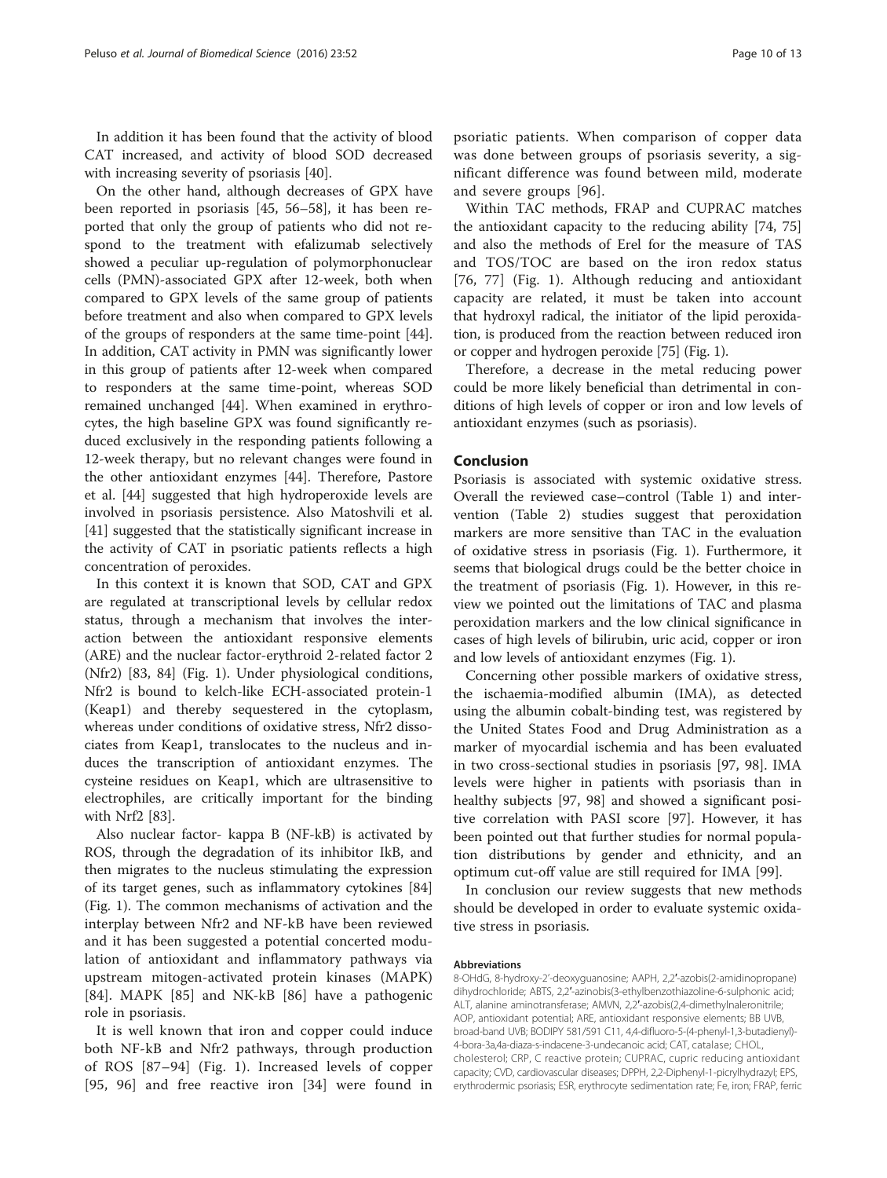In addition it has been found that the activity of blood CAT increased, and activity of blood SOD decreased with increasing severity of psoriasis [40].

On the other hand, although decreases of GPX have been reported in psoriasis [45, 56–58], it has been reported that only the group of patients who did not respond to the treatment with efalizumab selectively showed a peculiar up-regulation of polymorphonuclear cells (PMN)-associated GPX after 12-week, both when compared to GPX levels of the same group of patients before treatment and also when compared to GPX levels of the groups of responders at the same time-point [44]. In addition, CAT activity in PMN was significantly lower in this group of patients after 12-week when compared to responders at the same time-point, whereas SOD remained unchanged [44]. When examined in erythrocytes, the high baseline GPX was found significantly reduced exclusively in the responding patients following a 12-week therapy, but no relevant changes were found in the other antioxidant enzymes [44]. Therefore, Pastore et al. [44] suggested that high hydroperoxide levels are involved in psoriasis persistence. Also Matoshvili et al. [41] suggested that the statistically significant increase in the activity of CAT in psoriatic patients reflects a high concentration of peroxides.

In this context it is known that SOD, CAT and GPX are regulated at transcriptional levels by cellular redox status, through a mechanism that involves the interaction between the antioxidant responsive elements (ARE) and the nuclear factor-erythroid 2-related factor 2 (Nfr2) [83, 84] (Fig. 1). Under physiological conditions, Nfr2 is bound to kelch-like ECH-associated protein-1 (Keap1) and thereby sequestered in the cytoplasm, whereas under conditions of oxidative stress, Nfr2 dissociates from Keap1, translocates to the nucleus and induces the transcription of antioxidant enzymes. The cysteine residues on Keap1, which are ultrasensitive to electrophiles, are critically important for the binding with Nrf2 [83].

Also nuclear factor- kappa B (NF-kB) is activated by ROS, through the degradation of its inhibitor IkB, and then migrates to the nucleus stimulating the expression of its target genes, such as inflammatory cytokines [84] (Fig. 1). The common mechanisms of activation and the interplay between Nfr2 and NF-kB have been reviewed and it has been suggested a potential concerted modulation of antioxidant and inflammatory pathways via upstream mitogen-activated protein kinases (MAPK) [84]. MAPK [85] and NK-kB [86] have a pathogenic role in psoriasis.

It is well known that iron and copper could induce both NF-kB and Nfr2 pathways, through production of ROS [87–94] (Fig. 1). Increased levels of copper [95, 96] and free reactive iron [34] were found in psoriatic patients. When comparison of copper data was done between groups of psoriasis severity, a significant difference was found between mild, moderate and severe groups [96].

Within TAC methods, FRAP and CUPRAC matches the antioxidant capacity to the reducing ability [74, 75] and also the methods of Erel for the measure of TAS and TOS/TOC are based on the iron redox status [76, 77] (Fig. 1). Although reducing and antioxidant capacity are related, it must be taken into account that hydroxyl radical, the initiator of the lipid peroxidation, is produced from the reaction between reduced iron or copper and hydrogen peroxide [75] (Fig. 1).

Therefore, a decrease in the metal reducing power could be more likely beneficial than detrimental in conditions of high levels of copper or iron and low levels of antioxidant enzymes (such as psoriasis).

## Conclusion

Psoriasis is associated with systemic oxidative stress. Overall the reviewed case–control (Table 1) and intervention (Table 2) studies suggest that peroxidation markers are more sensitive than TAC in the evaluation of oxidative stress in psoriasis (Fig. 1). Furthermore, it seems that biological drugs could be the better choice in the treatment of psoriasis (Fig. 1). However, in this review we pointed out the limitations of TAC and plasma peroxidation markers and the low clinical significance in cases of high levels of bilirubin, uric acid, copper or iron and low levels of antioxidant enzymes (Fig. 1).

Concerning other possible markers of oxidative stress, the ischaemia-modified albumin (IMA), as detected using the albumin cobalt-binding test, was registered by the United States Food and Drug Administration as a marker of myocardial ischemia and has been evaluated in two cross-sectional studies in psoriasis [97, 98]. IMA levels were higher in patients with psoriasis than in healthy subjects [97, 98] and showed a significant positive correlation with PASI score [97]. However, it has been pointed out that further studies for normal population distributions by gender and ethnicity, and an optimum cut-off value are still required for IMA [99].

In conclusion our review suggests that new methods should be developed in order to evaluate systemic oxidative stress in psoriasis.

#### Abbreviations

8-OHdG, 8-hydroxy-2′-deoxyguanosine; AAPH, 2,2′-azobis(2-amidinopropane) dihydrochloride; ABTS, 2,2′-azinobis(3-ethylbenzothiazoline-6-sulphonic acid; ALT, alanine aminotransferase; AMVN, 2,2′-azobis(2,4-dimethylnaleronitrile; AOP, antioxidant potential; ARE, antioxidant responsive elements; BB UVB, broad-band UVB; BODIPY 581/591 C11, 4,4-difluoro-5-(4-phenyl-1,3-butadienyl)-4-bora-3a,4a-diaza-s-indacene-3-undecanoic acid; CAT, catalase; CHOL, cholesterol; CRP, C reactive protein; CUPRAC, cupric reducing antioxidant capacity; CVD, cardiovascular diseases; DPPH, 2,2-Diphenyl-1-picrylhydrazyl; EPS, erythrodermic psoriasis; ESR, erythrocyte sedimentation rate; Fe, iron; FRAP, ferric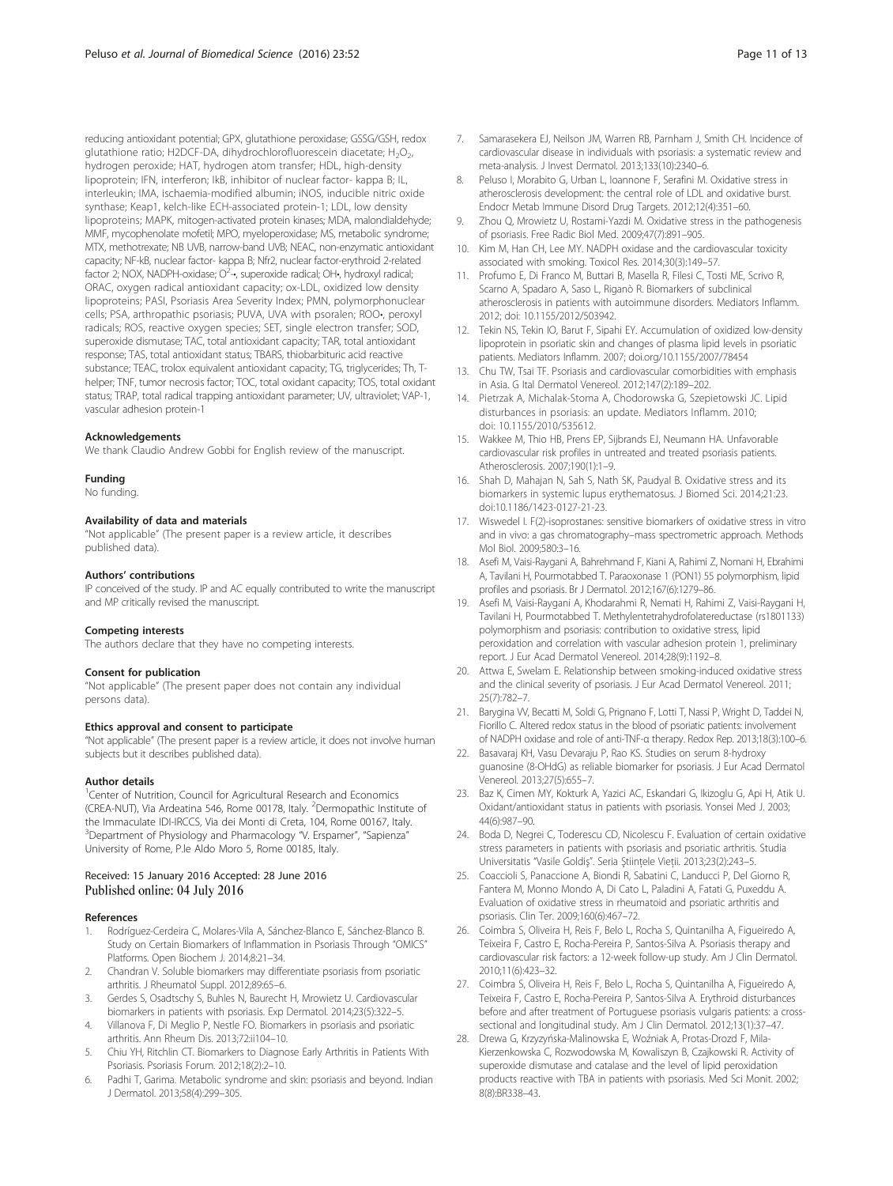reducing antioxidant potential; GPX, glutathione peroxidase; GSSG/GSH, redox glutathione ratio; H2DCF-DA, dihydrochlorofluorescein diacetate; $H_2O_2$, hydrogen peroxide; HAT, hydrogen atom transfer; HDL, high-density lipoprotein; IFN, interferon; IkB, inhibitor of nuclear factor- kappa B; IL, interleukin; IMA, ischaemia-modified albumin; iNOS, inducible nitric oxide synthase; Keap1, kelch-like ECH-associated protein-1; LDL, low density lipoproteins; MAPK, mitogen-activated protein kinases; MDA, malondialdehyde; MMF, mycophenolate mofetil; MPO, myeloperoxidase; MS, metabolic syndrome; MTX, methotrexate; NB UVB, narrow-band UVB; NEAC, non-enzymatic antioxidant capacity; NF-kB, nuclear factor- kappa B; Nfr2, nuclear factor-erythroid 2-related factor 2; NOX, NADPH-oxidase; $O^{2-}$•, superoxide radical; OH•, hydroxyl radical; ORAC, oxygen radical antioxidant capacity; ox-LDL, oxidized low density lipoproteins; PASI, Psoriasis Area Severity Index; PMN, polymorphonuclear cells; PSA, arthropathic psoriasis; PUVA, UVA with psoralen; ROO•, peroxyl radicals; ROS, reactive oxygen species; SET, single electron transfer; SOD, superoxide dismutase; TAC, total antioxidant capacity; TAR, total antioxidant response; TAS, total antioxidant status; TBARS, thiobarbituric acid reactive substance; TEAC, trolox equivalent antioxidant capacity; TG, triglycerides; Th, T-helper; TNF, tumor necrosis factor; TOC, total oxidant capacity; TOS, total oxidant status; TRAP, total radical trapping antioxidant parameter; UV, ultraviolet; VAP-1, vascular adhesion protein-1

#### Acknowledgements
We thank Claudio Andrew Gobbi for English review of the manuscript.

#### Funding
No funding.

#### Availability of data and materials
"Not applicable" (The present paper is a review article, it describes published data).

#### Authors' contributions
IP conceived of the study. IP and AC equally contributed to write the manuscript and MP critically revised the manuscript.

#### Competing interests
The authors declare that they have no competing interests.

#### Consent for publication
"Not applicable" (The present paper does not contain any individual persons data).

#### Ethics approval and consent to participate
"Not applicable" (The present paper is a review article, it does not involve human subjects but it describes published data).

#### Author details
[1]Center of Nutrition, Council for Agricultural Research and Economics (CREA-NUT), Via Ardeatina 546, Rome 00178, Italy. [2]Dermopathic Institute of the Immaculate IDI-IRCCS, Via dei Monti di Creta, 104, Rome 00167, Italy. [3]Department of Physiology and Pharmacology "V. Erspamer", "Sapienza" University of Rome, P.le Aldo Moro 5, Rome 00185, Italy.

Received: 15 January 2016 Accepted: 28 June 2016
Published online: 04 July 2016

#### References
1. Rodríguez-Cerdeira C, Molares-Vila A, Sánchez-Blanco E, Sánchez-Blanco B. Study on Certain Biomarkers of Inflammation in Psoriasis Through "OMICS" Platforms. Open Biochem J. 2014;8:21–34.
2. Chandran V. Soluble biomarkers may differentiate psoriasis from psoriatic arthritis. J Rheumatol Suppl. 2012;89:65–6.
3. Gerdes S, Osadtschy S, Buhles N, Baurecht H, Mrowietz U. Cardiovascular biomarkers in patients with psoriasis. Exp Dermatol. 2014;23(5):322–5.
4. Villanova F, Di Meglio P, Nestle FO. Biomarkers in psoriasis and psoriatic arthritis. Ann Rheum Dis. 2013;72:ii104–10.
5. Chiu YH, Ritchlin CT. Biomarkers to Diagnose Early Arthritis in Patients With Psoriasis. Psoriasis Forum. 2012;18(2):2–10.
6. Padhi T, Garima. Metabolic syndrome and skin: psoriasis and beyond. Indian J Dermatol. 2013;58(4):299–305.
7. Samarasekera EJ, Neilson JM, Warren RB, Parnham J, Smith CH. Incidence of cardiovascular disease in individuals with psoriasis: a systematic review and meta-analysis. J Invest Dermatol. 2013;133(10):2340–6.
8. Peluso I, Morabito G, Urban L, Ioannone F, Serafini M. Oxidative stress in atherosclerosis development: the central role of LDL and oxidative burst. Endocr Metab Immune Disord Drug Targets. 2012;12(4):351–60.
9. Zhou Q, Mrowietz U, Rostami-Yazdi M. Oxidative stress in the pathogenesis of psoriasis. Free Radic Biol Med. 2009;47(7):891–905.
10. Kim M, Han CH, Lee MY. NADPH oxidase and the cardiovascular toxicity associated with smoking. Toxicol Res. 2014;30(3):149–57.
11. Profumo E, Di Franco M, Buttari B, Masella R, Filesi C, Tosti ME, Scrivo R, Scarno A, Spadaro A, Saso L, Riganò R. Biomarkers of subclinical atherosclerosis in patients with autoimmune disorders. Mediators Inflamm. 2012; doi: 10.1155/2012/503942.
12. Tekin NS, Tekin IO, Barut F, Sipahi EY. Accumulation of oxidized low-density lipoprotein in psoriatic skin and changes of plasma lipid levels in psoriatic patients. Mediators Inflamm. 2007; doi.org/10.1155/2007/78454
13. Chu TW, Tsai TF. Psoriasis and cardiovascular comorbidities with emphasis in Asia. G Ital Dermatol Venereol. 2012;147(2):189–202.
14. Pietrzak A, Michalak-Stoma A, Chodorowska G, Szepietowski JC. Lipid disturbances in psoriasis: an update. Mediators Inflamm. 2010; doi: 10.1155/2010/535612.
15. Wakkee M, Thio HB, Prens EP, Sijbrands EJ, Neumann HA. Unfavorable cardiovascular risk profiles in untreated and treated psoriasis patients. Atherosclerosis. 2007;190(1):1–9.
16. Shah D, Mahajan N, Sah S, Nath SK, Paudyal B. Oxidative stress and its biomarkers in systemic lupus erythematosus. J Biomed Sci. 2014;21:23. doi:10.1186/1423-0127-21-23.
17. Wiswedel I. F(2)-isoprostanes: sensitive biomarkers of oxidative stress in vitro and in vivo: a gas chromatography–mass spectrometric approach. Methods Mol Biol. 2009;580:3–16.
18. Asefi M, Vaisi-Raygani A, Bahrehmand F, Kiani A, Rahimi Z, Nomani H, Ebrahimi A, Tavilani H, Pourmotabbed T. Paraoxonase 1 (PON1) 55 polymorphism, lipid profiles and psoriasis. Br J Dermatol. 2012;167(6):1279–86.
19. Asefi M, Vaisi-Raygani A, Khodarahmi R, Nemati H, Rahimi Z, Vaisi-Raygani H, Tavilani H, Pourmotabbed T. Methylentetrahydrofolatereductase (rs1801133) polymorphism and psoriasis: contribution to oxidative stress, lipid peroxidation and correlation with vascular adhesion protein 1, preliminary report. J Eur Acad Dermatol Venereol. 2014;28(9):1192–8.
20. Attwa E, Swelam E. Relationship between smoking-induced oxidative stress and the clinical severity of psoriasis. J Eur Acad Dermatol Venereol. 2011; 25(7):782–7.
21. Barygina VV, Becatti M, Soldi G, Prignano F, Lotti T, Nassi P, Wright D, Taddei N, Fiorillo C. Altered redox status in the blood of psoriatic patients: involvement of NADPH oxidase and role of anti-TNF-α therapy. Redox Rep. 2013;18(3):100–6.
22. Basavaraj KH, Vasu Devaraju P, Rao KS. Studies on serum 8-hydroxy guanosine (8-OHdG) as reliable biomarker for psoriasis. J Eur Acad Dermatol Venereol. 2013;27(5):655–7.
23. Baz K, Cimen MY, Kokturk A, Yazici AC, Eskandari G, Ikizoglu G, Api H, Atik U. Oxidant/antioxidant status in patients with psoriasis. Yonsei Med J. 2003; 44(6):987–90.
24. Boda D, Negrei C, Toderescu CD, Nicolescu F. Evaluation of certain oxidative stress parameters in patients with psoriasis and psoriatic arthritis. Studia Universitatis "Vasile Goldiș". Seria Științele Vieții. 2013;23(2):243–5.
25. Coaccioli S, Panaccione A, Biondi R, Sabatini C, Landucci P, Del Giorno R, Fantera M, Monno Mondo A, Di Cato L, Paladini A, Fatati G, Puxeddu A. Evaluation of oxidative stress in rheumatoid and psoriatic arthritis and psoriasis. Clin Ter. 2009;160(6):467–72.
26. Coimbra S, Oliveira H, Reis F, Belo L, Rocha S, Quintanilha A, Figueiredo A, Teixeira F, Castro E, Rocha-Pereira P, Santos-Silva A. Psoriasis therapy and cardiovascular risk factors: a 12-week follow-up study. Am J Clin Dermatol. 2010;11(6):423–32.
27. Coimbra S, Oliveira H, Reis F, Belo L, Rocha S, Quintanilha A, Figueiredo A, Teixeira F, Castro E, Rocha-Pereira P, Santos-Silva A. Erythroid disturbances before and after treatment of Portuguese psoriasis vulgaris patients: a cross-sectional and longitudinal study. Am J Clin Dermatol. 2012;13(1):37–47.
28. Drewa G, Krzyzyńska-Malinowska E, Woźniak A, Protas-Drozd F, Mila-Kierzenkowska C, Rozwodowska M, Kowaliszyn B, Czajkowski R. Activity of superoxide dismutase and catalase and the level of lipid peroxidation products reactive with TBA in patients with psoriasis. Med Sci Monit. 2002; 8(8):BR338–43.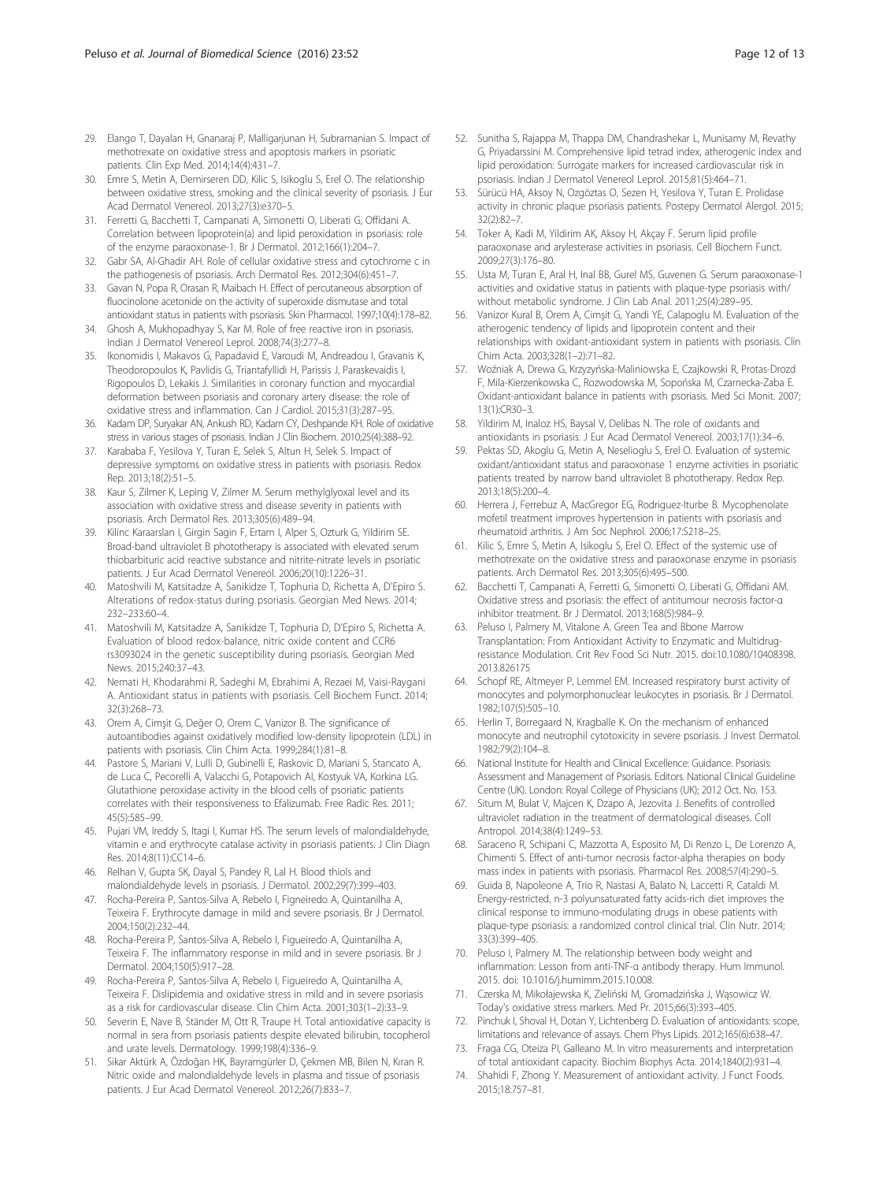29. Elango T, Dayalan H, Gnanaraj P, Malligarjunan H, Subramanian S. Impact of methotrexate on oxidative stress and apoptosis markers in psoriatic patients. Clin Exp Med. 2014;14(4):431–7.
30. Emre S, Metin A, Demirseren DD, Kilic S, Isikoglu S, Erel O. The relationship between oxidative stress, smoking and the clinical severity of psoriasis. J Eur Acad Dermatol Venereol. 2013;27(3):e370–5.
31. Ferretti G, Bacchetti T, Campanati A, Simonetti O, Liberati G, Offidani A. Correlation between lipoprotein(a) and lipid peroxidation in psoriasis: role of the enzyme paraoxonase-1. Br J Dermatol. 2012;166(1):204–7.
32. Gabr SA, Al-Ghadir AH. Role of cellular oxidative stress and cytochrome c in the pathogenesis of psoriasis. Arch Dermatol Res. 2012;304(6):451–7.
33. Gavan N, Popa R, Orasan R, Maibach H. Effect of percutaneous absorption of fluocinolone acetonide on the activity of superoxide dismutase and total antioxidant status in patients with psoriasis. Skin Pharmacol. 1997;10(4):178–82.
34. Ghosh A, Mukhopadhyay S, Kar M. Role of free reactive iron in psoriasis. Indian J Dermatol Venereol Leprol. 2008;74(3):277–8.
35. Ikonomidis I, Makavos G, Papadavid E, Varoudi M, Andreadou I, Gravanis K, Theodoropoulos K, Pavlidis G, Triantafyllidi H, Parissis J, Paraskevaidis I, Rigopoulos D, Lekakis J. Similarities in coronary function and myocardial deformation between psoriasis and coronary artery disease: the role of oxidative stress and inflammation. Can J Cardiol. 2015;31(3):287–95.
36. Kadam DP, Suryakar AN, Ankush RD, Kadam CY, Deshpande KH. Role of oxidative stress in various stages of psoriasis. Indian J Clin Biochem. 2010;25(4):388–92.
37. Karababa F, Yesilova Y, Turan E, Selek S, Altun H, Selek S. Impact of depressive symptoms on oxidative stress in patients with psoriasis. Redox Rep. 2013;18(2):51–5.
38. Kaur S, Zilmer K, Leping V, Zilmer M. Serum methylglyoxal level and its association with oxidative stress and disease severity in patients with psoriasis. Arch Dermatol Res. 2013;305(6):489–94.
39. Kilinc Karaarslan I, Girgin Sagin F, Ertam I, Alper S, Ozturk G, Yildirim SE. Broad-band ultraviolet B phototherapy is associated with elevated serum thiobarbituric acid reactive substance and nitrite-nitrate levels in psoriatic patients. J Eur Acad Dermatol Venereol. 2006;20(10):1226–31.
40. Matoshvili M, Katsitadze A, Sanikidze T, Tophuria D, Richetta A, D'Epiro S. Alterations of redox-status during psoriasis. Georgian Med News. 2014; 232–233:60–4.
41. Matoshvili M, Katsitadze A, Sanikidze T, Tophuria D, D'Epiro S, Richetta A. Evaluation of blood redox-balance, nitric oxide content and CCR6 rs3093024 in the genetic susceptibility during psoriasis. Georgian Med News. 2015;240:37–43.
42. Nemati H, Khodarahmi R, Sadeghi M, Ebrahimi A, Rezaei M, Vaisi-Raygani A. Antioxidant status in patients with psoriasis. Cell Biochem Funct. 2014; 32(3):268–73.
43. Orem A, Cimşit G, Değer O, Orem C, Vanizor B. The significance of autoantibodies against oxidatively modified low-density lipoprotein (LDL) in patients with psoriasis. Clin Chim Acta. 1999;284(1):81–8.
44. Pastore S, Mariani V, Lulli D, Gubinelli E, Raskovic D, Mariani S, Stancato A, de Luca C, Pecorelli A, Valacchi G, Potapovich AI, Kostyuk VA, Korkina LG. Glutathione peroxidase activity in the blood cells of psoriatic patients correlates with their responsiveness to Efalizumab. Free Radic Res. 2011; 45(5):585–99.
45. Pujari VM, Ireddy S, Itagi I, Kumar HS. The serum levels of malondialdehyde, vitamin e and erythrocyte catalase activity in psoriasis patients. J Clin Diagn Res. 2014;8(11):CC14–6.
46. Relhan V, Gupta SK, Dayal S, Pandey R, Lal H. Blood thiols and malondialdehyde levels in psoriasis. J Dermatol. 2002;29(7):399–403.
47. Rocha-Pereira P, Santos-Silva A, Rebelo I, Figneiredo A, Quintanilha A, Teixeira F. Erythrocyte damage in mild and severe psoriasis. Br J Dermatol. 2004;150(2):232–44.
48. Rocha-Pereira P, Santos-Silva A, Rebelo I, Figueiredo A, Quintanilha A, Teixeira F. The inflammatory response in mild and in severe psoriasis. Br J Dermatol. 2004;150(5):917–28.
49. Rocha-Pereira P, Santos-Silva A, Rebelo I, Figueiredo A, Quintanilha A, Teixeira F. Dislipidemia and oxidative stress in mild and in severe psoriasis as a risk for cardiovascular disease. Clin Chim Acta. 2001;303(1–2):33–9.
50. Severin E, Nave B, Ständer M, Ott R, Traupe H. Total antioxidative capacity is normal in sera from psoriasis patients despite elevated bilirubin, tocopherol and urate levels. Dermatology. 1999;198(4):336–9.
51. Sikar Aktürk A, Özdoğan HK, Bayramgürler D, Çekmen MB, Bilen N, Kıran R. Nitric oxide and malondialdehyde levels in plasma and tissue of psoriasis patients. J Eur Acad Dermatol Venereol. 2012;26(7):833–7.
52. Sunitha S, Rajappa M, Thappa DM, Chandrashekar L, Munisamy M, Revathy G, Priyadarssini M. Comprehensive lipid tetrad index, atherogenic index and lipid peroxidation: Surrogate markers for increased cardiovascular risk in psoriasis. Indian J Dermatol Venereol Leprol. 2015;81(5):464–71.
53. Sürücü HA, Aksoy N, Ozgöztas O, Sezen H, Yesilova Y, Turan E. Prolidase activity in chronic plaque psoriasis patients. Postepy Dermatol Alergol. 2015; 32(2):82–7.
54. Toker A, Kadi M, Yildirim AK, Aksoy H, Akçay F. Serum lipid profile paraoxonase and arylesterase activities in psoriasis. Cell Biochem Funct. 2009;27(3):176–80.
55. Usta M, Turan E, Aral H, Inal BB, Gurel MS, Guvenen G. Serum paraoxonase-1 activities and oxidative status in patients with plaque-type psoriasis with/ without metabolic syndrome. J Clin Lab Anal. 2011;25(4):289–95.
56. Vanizor Kural B, Orem A, Cimşit G, Yandi YE, Calapoglu M. Evaluation of the atherogenic tendency of lipids and lipoprotein content and their relationships with oxidant-antioxidant system in patients with psoriasis. Clin Chim Acta. 2003;328(1–2):71–82.
57. Woźniak A, Drewa G, Krzyzyńska-Maliniowska E, Czajkowski R, Protas-Drozd F, Mila-Kierzenkowska C, Rozwodowska M, Sopońska M, Czarnecka-Zaba E. Oxidant-antioxidant balance in patients with psoriasis. Med Sci Monit. 2007; 13(1):CR30–3.
58. Yildirim M, Inaloz HS, Baysal V, Delibas N. The role of oxidants and antioxidants in psoriasis. J Eur Acad Dermatol Venereol. 2003;17(1):34–6.
59. Pektas SD, Akoglu G, Metin A, Neselioglu S, Erel O. Evaluation of systemic oxidant/antioxidant status and paraoxonase 1 enzyme activities in psoriatic patients treated by narrow band ultraviolet B phototherapy. Redox Rep. 2013;18(5):200–4.
60. Herrera J, Ferrebuz A, MacGregor EG, Rodriguez-Iturbe B. Mycophenolate mofetil treatment improves hypertension in patients with psoriasis and rheumatoid arthritis. J Am Soc Nephrol. 2006;17:S218–25.
61. Kilic S, Emre S, Metin A, Isikoglu S, Erel O. Effect of the systemic use of methotrexate on the oxidative stress and paraoxonase enzyme in psoriasis patients. Arch Dermatol Res. 2013;305(6):495–500.
62. Bacchetti T, Campanati A, Ferretti G, Simonetti O, Liberati G, Offidani AM. Oxidative stress and psoriasis: the effect of antitumour necrosis factor-α inhibitor treatment. Br J Dermatol. 2013;168(5):984–9.
63. Peluso I, Palmery M, Vitalone A. Green Tea and Bbone Marrow Transplantation: From Antioxidant Activity to Enzymatic and Multidrug-resistance Modulation. Crit Rev Food Sci Nutr. 2015. doi:10.1080/10408398.2013.826175
64. Schopf RE, Altmeyer P, Lemmel EM. Increased respiratory burst activity of monocytes and polymorphonuclear leukocytes in psoriasis. Br J Dermatol. 1982;107(5):505–10.
65. Herlin T, Borregaard N, Kragballe K. On the mechanism of enhanced monocyte and neutrophil cytotoxicity in severe psoriasis. J Invest Dermatol. 1982;79(2):104–8.
66. National Institute for Health and Clinical Excellence: Guidance. Psoriasis: Assessment and Management of Psoriasis. Editors. National Clinical Guideline Centre (UK). London: Royal College of Physicians (UK); 2012 Oct. No. 153.
67. Situm M, Bulat V, Majcen K, Dzapo A, Jezovita J. Benefits of controlled ultraviolet radiation in the treatment of dermatological diseases. Coll Antropol. 2014;38(4):1249–53.
68. Saraceno R, Schipani C, Mazzotta A, Esposito M, Di Renzo L, De Lorenzo A, Chimenti S. Effect of anti-tumor necrosis factor-alpha therapies on body mass index in patients with psoriasis. Pharmacol Res. 2008;57(4):290–5.
69. Guida B, Napoleone A, Trio R, Nastasi A, Balato N, Laccetti R, Cataldi M. Energy-restricted, n-3 polyunsaturated fatty acids-rich diet improves the clinical response to immuno-modulating drugs in obese patients with plaque-type psoriasis: a randomized control clinical trial. Clin Nutr. 2014; 33(3):399–405.
70. Peluso I, Palmery M. The relationship between body weight and inflammation: Lesson from anti-TNF-α antibody therapy. Hum Immunol. 2015. doi: 10.1016/j.humimm.2015.10.008.
71. Czerska M, Mikołajewska K, Zieliński M, Gromadzińska J, Wąsowicz W. Today's oxidative stress markers. Med Pr. 2015;66(3):393–405.
72. Pinchuk I, Shoval H, Dotan Y, Lichtenberg D. Evaluation of antioxidants: scope, limitations and relevance of assays. Chem Phys Lipids. 2012;165(6):638–47.
73. Fraga CG, Oteiza PI, Galleano M. In vitro measurements and interpretation of total antioxidant capacity. Biochim Biophys Acta. 2014;1840(2):931–4.
74. Shahidi F, Zhong Y. Measurement of antioxidant activity. J Funct Foods. 2015;18:757–81.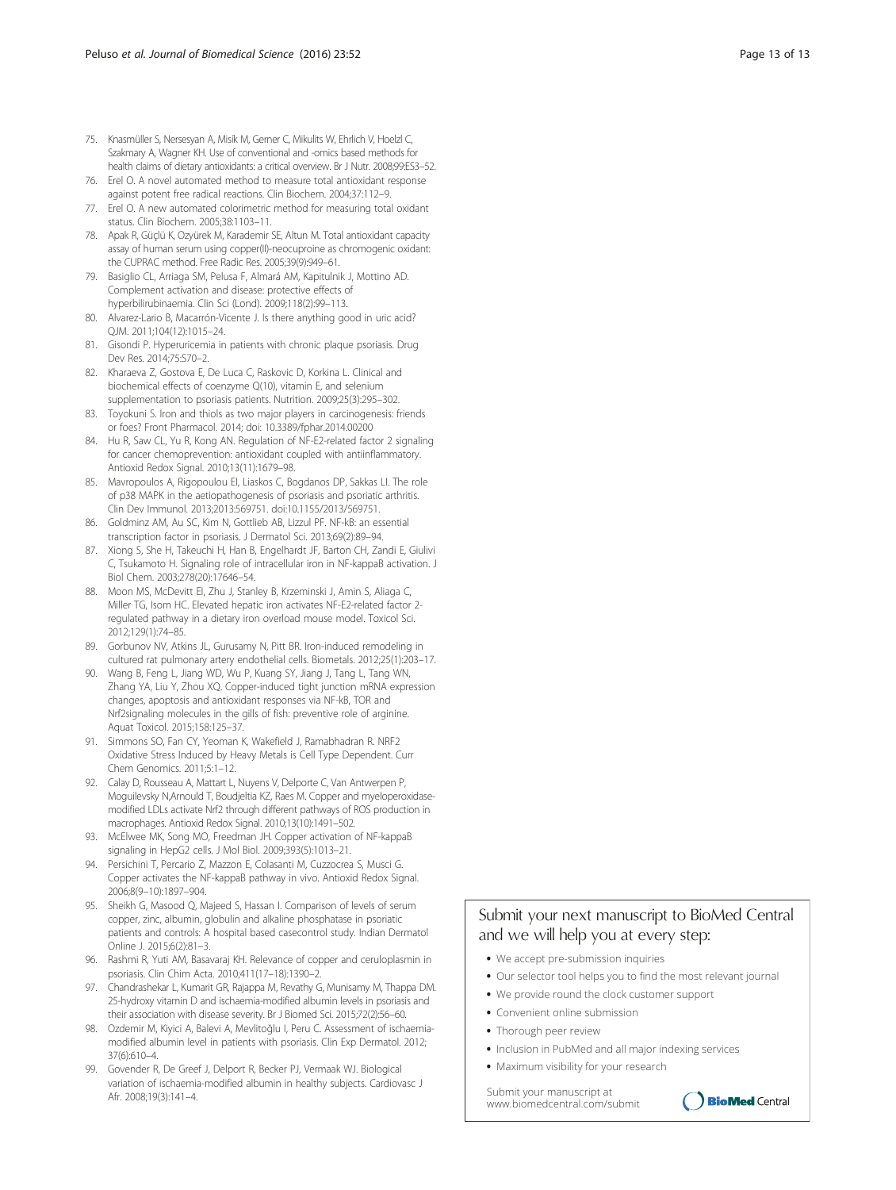75. Knasmüller S, Nersesyan A, Misík M, Gerner C, Mikulits W, Ehrlich V, Hoelzl C, Szakmary A, Wagner KH. Use of conventional and -omics based methods for health claims of dietary antioxidants: a critical overview. Br J Nutr. 2008;99:ES3–52.
76. Erel O. A novel automated method to measure total antioxidant response against potent free radical reactions. Clin Biochem. 2004;37:112–9.
77. Erel O. A new automated colorimetric method for measuring total oxidant status. Clin Biochem. 2005;38:1103–11.
78. Apak R, Güçlü K, Ozyürek M, Karademir SE, Altun M. Total antioxidant capacity assay of human serum using copper(II)-neocuproine as chromogenic oxidant: the CUPRAC method. Free Radic Res. 2005;39(9):949–61.
79. Basiglio CL, Arriaga SM, Pelusa F, Almará AM, Kapitulnik J, Mottino AD. Complement activation and disease: protective effects of hyperbilirubinaemia. Clin Sci (Lond). 2009;118(2):99–113.
80. Alvarez-Lario B, Macarrón-Vicente J. Is there anything good in uric acid? QJM. 2011;104(12):1015–24.
81. Gisondi P. Hyperuricemia in patients with chronic plaque psoriasis. Drug Dev Res. 2014;75:S70–2.
82. Kharaeva Z, Gostova E, De Luca C, Raskovic D, Korkina L. Clinical and biochemical effects of coenzyme Q(10), vitamin E, and selenium supplementation to psoriasis patients. Nutrition. 2009;25(3):295–302.
83. Toyokuni S. Iron and thiols as two major players in carcinogenesis: friends or foes? Front Pharmacol. 2014; doi: 10.3389/fphar.2014.00200
84. Hu R, Saw CL, Yu R, Kong AN. Regulation of NF-E2-related factor 2 signaling for cancer chemoprevention: antioxidant coupled with antiinflammatory. Antioxid Redox Signal. 2010;13(11):1679–98.
85. Mavropoulos A, Rigopoulou EI, Liaskos C, Bogdanos DP, Sakkas LI. The role of p38 MAPK in the aetiopathogenesis of psoriasis and psoriatic arthritis. Clin Dev Immunol. 2013;2013:569751. doi:10.1155/2013/569751.
86. Goldminz AM, Au SC, Kim N, Gottlieb AB, Lizzul PF. NF-kB: an essential transcription factor in psoriasis. J Dermatol Sci. 2013;69(2):89–94.
87. Xiong S, She H, Takeuchi H, Han B, Engelhardt JF, Barton CH, Zandi E, Giulivi C, Tsukamoto H. Signaling role of intracellular iron in NF-kappaB activation. J Biol Chem. 2003;278(20):17646–54.
88. Moon MS, McDevitt EI, Zhu J, Stanley B, Krzeminski J, Amin S, Aliaga C, Miller TG, Isom HC. Elevated hepatic iron activates NF-E2-related factor 2-regulated pathway in a dietary iron overload mouse model. Toxicol Sci. 2012;129(1):74–85.
89. Gorbunov NV, Atkins JL, Gurusamy N, Pitt BR. Iron-induced remodeling in cultured rat pulmonary artery endothelial cells. Biometals. 2012;25(1):203–17.
90. Wang B, Feng L, Jiang WD, Wu P, Kuang SY, Jiang J, Tang L, Tang WN, Zhang YA, Liu Y, Zhou XQ. Copper-induced tight junction mRNA expression changes, apoptosis and antioxidant responses via NF-kB, TOR and Nrf2signaling molecules in the gills of fish: preventive role of arginine. Aquat Toxicol. 2015;158:125–37.
91. Simmons SO, Fan CY, Yeoman K, Wakefield J, Ramabhadran R. NRF2 Oxidative Stress Induced by Heavy Metals is Cell Type Dependent. Curr Chem Genomics. 2011;5:1–12.
92. Calay D, Rousseau A, Mattart L, Nuyens V, Delporte C, Van Antwerpen P, Moguilevsky N,Arnould T, Boudjeltia KZ, Raes M. Copper and myeloperoxidase-modified LDLs activate Nrf2 through different pathways of ROS production in macrophages. Antioxid Redox Signal. 2010;13(10):1491–502.
93. McElwee MK, Song MO, Freedman JH. Copper activation of NF-kappaB signaling in HepG2 cells. J Mol Biol. 2009;393(5):1013–21.
94. Persichini T, Percario Z, Mazzon E, Colasanti M, Cuzzocrea S, Musci G. Copper activates the NF-kappaB pathway in vivo. Antioxid Redox Signal. 2006;8(9–10):1897–904.
95. Sheikh G, Masood Q, Majeed S, Hassan I. Comparison of levels of serum copper, zinc, albumin, globulin and alkaline phosphatase in psoriatic patients and controls: A hospital based casecontrol study. Indian Dermatol Online J. 2015;6(2):81–3.
96. Rashmi R, Yuti AM, Basavaraj KH. Relevance of copper and ceruloplasmin in psoriasis. Clin Chim Acta. 2010;411(17–18):1390–2.
97. Chandrashekar L, Kumarit GR, Rajappa M, Revathy G, Munisamy M, Thappa DM. 25-hydroxy vitamin D and ischaemia-modified albumin levels in psoriasis and their association with disease severity. Br J Biomed Sci. 2015;72(2):56–60.
98. Ozdemir M, Kiyici A, Balevi A, Mevlitoğlu I, Peru C. Assessment of ischaemia-modified albumin level in patients with psoriasis. Clin Exp Dermatol. 2012; 37(6):610–4.
99. Govender R, De Greef J, Delport R, Becker PJ, Vermaak WJ. Biological variation of ischaemia-modified albumin in healthy subjects. Cardiovasc J Afr. 2008;19(3):141–4.

Submit your next manuscript to BioMed Central and we will help you at every step:

- We accept pre-submission inquiries
- Our selector tool helps you to find the most relevant journal
- We provide round the clock customer support
- Convenient online submission
- Thorough peer review
- Inclusion in PubMed and all major indexing services
- Maximum visibility for your research

Submit your manuscript at www.biomedcentral.com/submit

BioMed Central